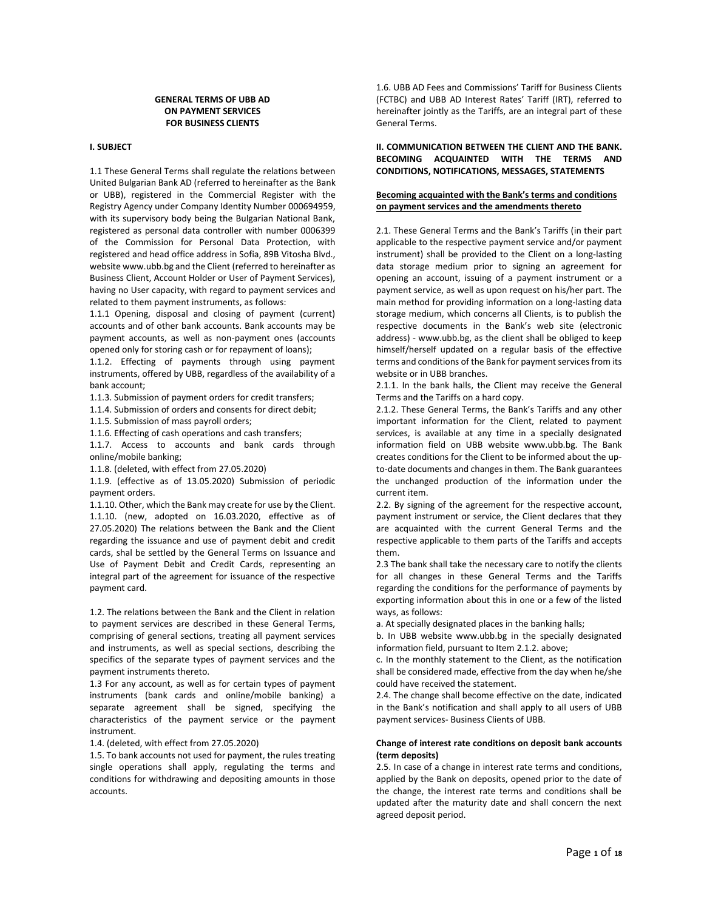# GENERAL TERMS OF UBB AD ON PAYMENT SERVICES FOR BUSINESS CLIENTS

## I. SUBJECT

1.1 These General Terms shall regulate the relations between United Bulgarian Bank AD (referred to hereinafter as the Bank or UBB), registered in the Commercial Register with the Registry Agency under Company Identity Number 000694959, with its supervisory body being the Bulgarian National Bank, registered as personal data controller with number 0006399 of the Commission for Personal Data Protection, with registered and head office address in Sofia, 89B Vitosha Blvd., website www.ubb.bg and the Client (referred to hereinafter as Business Client, Account Holder or User of Payment Services), having no User capacity, with regard to payment services and related to them payment instruments, as follows:

1.1.1 Opening, disposal and closing of payment (current) accounts and of other bank accounts. Bank accounts may be payment accounts, as well as non-payment ones (accounts opened only for storing cash or for repayment of loans);

1.1.2. Effecting of payments through using payment instruments, offered by UBB, regardless of the availability of a bank account;

1.1.3. Submission of payment orders for credit transfers;

1.1.4. Submission of orders and consents for direct debit;

1.1.5. Submission of mass payroll orders;

1.1.6. Effecting of cash operations and cash transfers;

1.1.7. Access to accounts and bank cards through online/mobile banking;

1.1.8. (deleted, with effect from 27.05.2020)

1.1.9. (effective as of 13.05.2020) Submission of periodic payment orders.

1.1.10. Other, which the Bank may create for use by the Client.

1.1.10. (new, adopted on 16.03.2020, effective as of 27.05.2020) The relations between the Bank and the Client regarding the issuance and use of payment debit and credit cards, shal be settled by the General Terms on Issuance and Use of Payment Debit and Credit Cards, representing an integral part of the agreement for issuance of the respective payment card.

1.2. The relations between the Bank and the Client in relation to payment services are described in these General Terms, comprising of general sections, treating all payment services and instruments, as well as special sections, describing the specifics of the separate types of payment services and the payment instruments thereto.

1.3 For any account, as well as for certain types of payment instruments (bank cards and online/mobile banking) a separate agreement shall be signed, specifying the characteristics of the payment service or the payment instrument.

1.4. (deleted, with effect from 27.05.2020)

1.5. To bank accounts not used for payment, the rules treating single operations shall apply, regulating the terms and conditions for withdrawing and depositing amounts in those accounts.

1.6. UBB AD Fees and Commissions' Tariff for Business Clients (FCTBC) and UBB AD Interest Rates' Tariff (IRT), referred to hereinafter jointly as the Tariffs, are an integral part of these General Terms.

## II. COMMUNICATION BETWEEN THE CLIENT AND THE BANK. BECOMING ACQUAINTED WITH THE TERMS AND CONDITIONS, NOTIFICATIONS, MESSAGES, STATEMENTS

**Becoming acquainted with the Bank's terms and conditions on payment services and the amendments thereto**

2.1. These General Terms and the Bank's Tariffs (in their part applicable to the respective payment service and/or payment instrument) shall be provided to the Client on a long-lasting data storage medium prior to signing an agreement for opening an account, issuing of a payment instrument or a payment service, as well as upon request on his/her part. The main method for providing information on a long-lasting data storage medium, which concerns all Clients, is to publish the respective documents in the Bank's web site (electronic address) - www.ubb.bg, as the client shall be obliged to keep himself/herself updated on a regular basis of the effective terms and conditions of the Bank for payment services from its website or in UBB branches.

2.1.1. In the bank halls, the Client may receive the General Terms and the Tariffs on a hard copy.

2.1.2. These General Terms, the Bank's Tariffs and any other important information for the Client, related to payment services, is available at any time in a specially designated information field on UBB website www.ubb.bg. The Bank creates conditions for the Client to be informed about the up-to-date documents and changes in them. The Bank guarantees the unchanged production of the information under the current item.

2.2. By signing of the agreement for the respective account, payment instrument or service, the Client declares that they are acquainted with the current General Terms and the respective applicable to them parts of the Tariffs and accepts them.

2.3 The bank shall take the necessary care to notify the clients for all changes in these General Terms and the Tariffs regarding the conditions for the performance of payments by exporting information about this in one or a few of the listed ways, as follows:

a. At specially designated places in the banking halls;

b. In UBB website www.ubb.bg in the specially designated information field, pursuant to Item 2.1.2. above;

c. In the monthly statement to the Client, as the notification shall be considered made, effective from the day when he/she could have received the statement.

2.4. The change shall become effective on the date, indicated in the Bank's notification and shall apply to all users of UBB payment services- Business Clients of UBB.

**Change of interest rate conditions on deposit bank accounts (term deposits)**

2.5. In case of a change in interest rate terms and conditions, applied by the Bank on deposits, opened prior to the date of the change, the interest rate terms and conditions shall be updated after the maturity date and shall concern the next agreed deposit period.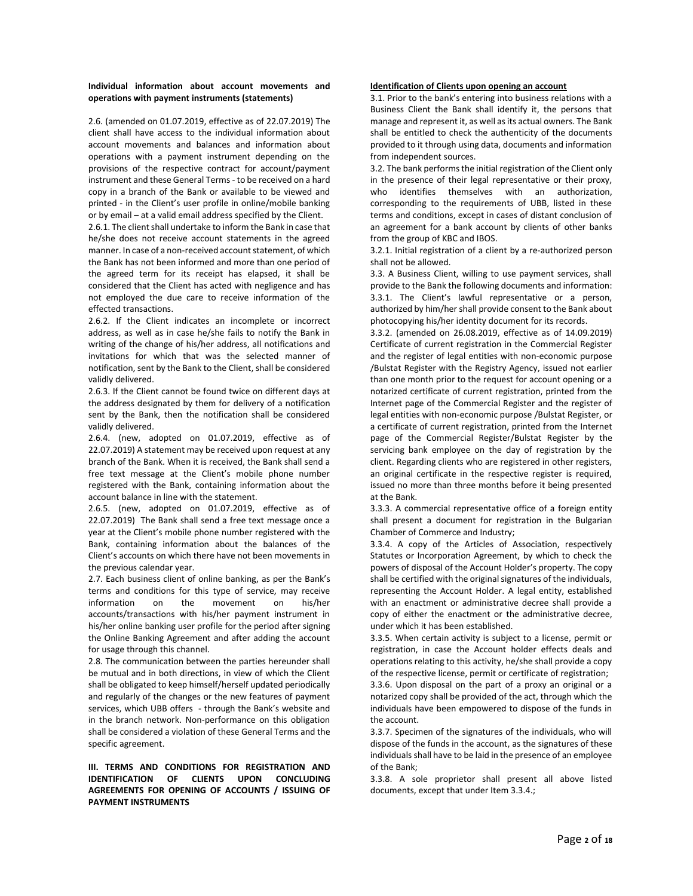**Individual information about account movements and operations with payment instruments (statements)**

2.6. (amended on 01.07.2019, effective as of 22.07.2019) The client shall have access to the individual information about account movements and balances and information about operations with a payment instrument depending on the provisions of the respective contract for account/payment instrument and these General Terms - to be received on a hard copy in a branch of the Bank or available to be viewed and printed - in the Client's user profile in online/mobile banking or by email – at a valid email address specified by the Client.

2.6.1. The client shall undertake to inform the Bank in case that he/she does not receive account statements in the agreed manner. In case of a non-received account statement, of which the Bank has not been informed and more than one period of the agreed term for its receipt has elapsed, it shall be considered that the Client has acted with negligence and has not employed the due care to receive information of the effected transactions.

2.6.2. If the Client indicates an incomplete or incorrect address, as well as in case he/she fails to notify the Bank in writing of the change of his/her address, all notifications and invitations for which that was the selected manner of notification, sent by the Bank to the Client, shall be considered validly delivered.

2.6.3. If the Client cannot be found twice on different days at the address designated by them for delivery of a notification sent by the Bank, then the notification shall be considered validly delivered.

2.6.4. (new, adopted on 01.07.2019, effective as of 22.07.2019) A statement may be received upon request at any branch of the Bank. When it is received, the Bank shall send a free text message at the Client's mobile phone number registered with the Bank, containing information about the account balance in line with the statement.

2.6.5. (new, adopted on 01.07.2019, effective as of 22.07.2019) The Bank shall send a free text message once a year at the Client's mobile phone number registered with the Bank, containing information about the balances of the Client's accounts on which there have not been movements in the previous calendar year.

2.7. Each business client of online banking, as per the Bank's terms and conditions for this type of service, may receive information on the movement on his/her accounts/transactions with his/her payment instrument in his/her online banking user profile for the period after signing the Online Banking Agreement and after adding the account for usage through this channel.

2.8. The communication between the parties hereunder shall be mutual and in both directions, in view of which the Client shall be obligated to keep himself/herself updated periodically and regularly of the changes or the new features of payment services, which UBB offers - through the Bank's website and in the branch network. Non-performance on this obligation shall be considered a violation of these General Terms and the specific agreement.

## III. TERMS AND CONDITIONS FOR REGISTRATION AND IDENTIFICATION OF CLIENTS UPON CONCLUDING AGREEMENTS FOR OPENING OF ACCOUNTS / ISSUING OF PAYMENT INSTRUMENTS

**Identification of Clients upon opening an account**

3.1. Prior to the bank's entering into business relations with a Business Client the Bank shall identify it, the persons that manage and represent it, as well as its actual owners. The Bank shall be entitled to check the authenticity of the documents provided to it through using data, documents and information from independent sources.

3.2. The bank performs the initial registration of the Client only in the presence of their legal representative or their proxy, who identifies themselves with an authorization, corresponding to the requirements of UBB, listed in these terms and conditions, except in cases of distant conclusion of an agreement for a bank account by clients of other banks from the group of KBC and IBOS.

3.2.1. Initial registration of a client by a re-authorized person shall not be allowed.

3.3. A Business Client, willing to use payment services, shall provide to the Bank the following documents and information:

3.3.1. The Client's lawful representative or a person, authorized by him/her shall provide consent to the Bank about photocopying his/her identity document for its records.

3.3.2. (amended on 26.08.2019, effective as of 14.09.2019) Certificate of current registration in the Commercial Register and the register of legal entities with non-economic purpose /Bulstat Register with the Registry Agency, issued not earlier than one month prior to the request for account opening or a notarized certificate of current registration, printed from the Internet page of the Commercial Register and the register of legal entities with non-economic purpose /Bulstat Register, or a certificate of current registration, printed from the Internet page of the Commercial Register/Bulstat Register by the servicing bank employee on the day of registration by the client. Regarding clients who are registered in other registers, an original certificate in the respective register is required, issued no more than three months before it being presented at the Bank.

3.3.3. A commercial representative office of a foreign entity shall present a document for registration in the Bulgarian Chamber of Commerce and Industry;

3.3.4. A copy of the Articles of Association, respectively Statutes or Incorporation Agreement, by which to check the powers of disposal of the Account Holder's property. The copy shall be certified with the original signatures of the individuals, representing the Account Holder. A legal entity, established with an enactment or administrative decree shall provide a copy of either the enactment or the administrative decree, under which it has been established.

3.3.5. When certain activity is subject to a license, permit or registration, in case the Account holder effects deals and operations relating to this activity, he/she shall provide a copy of the respective license, permit or certificate of registration;

3.3.6. Upon disposal on the part of a proxy an original or a notarized copy shall be provided of the act, through which the individuals have been empowered to dispose of the funds in the account.

3.3.7. Specimen of the signatures of the individuals, who will dispose of the funds in the account, as the signatures of these individuals shall have to be laid in the presence of an employee of the Bank;

3.3.8. A sole proprietor shall present all above listed documents, except that under Item 3.3.4.;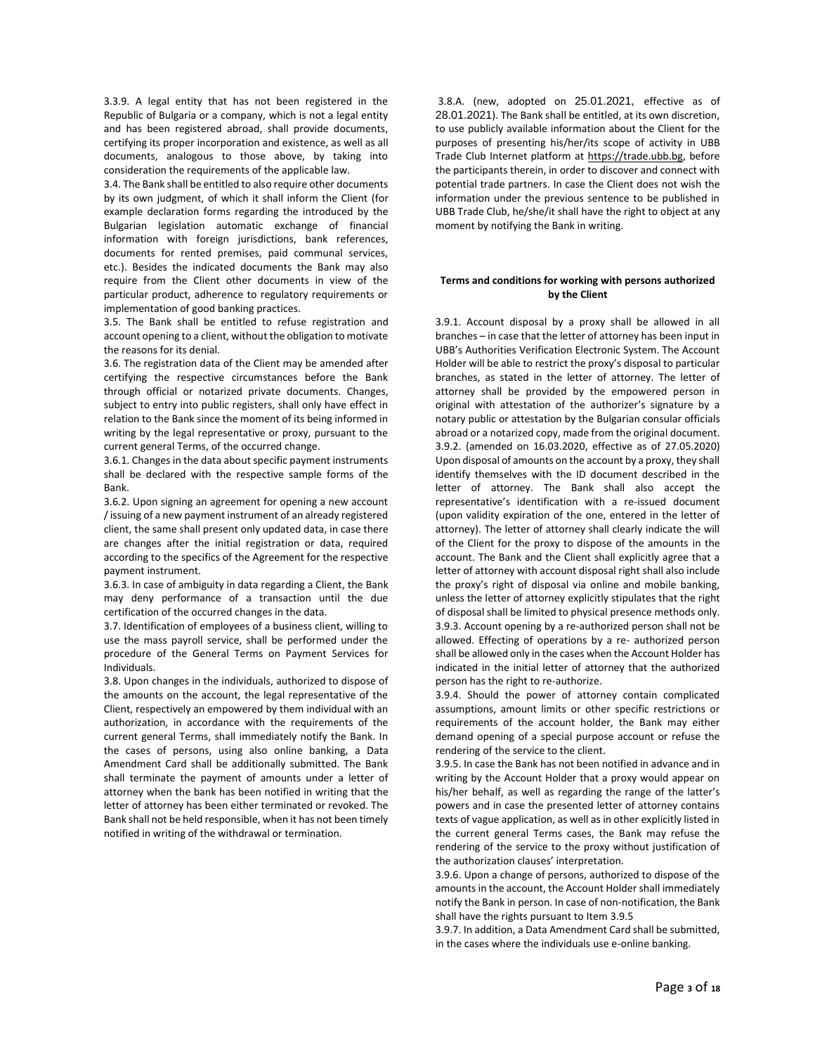3.3.9. A legal entity that has not been registered in the Republic of Bulgaria or a company, which is not a legal entity and has been registered abroad, shall provide documents, certifying its proper incorporation and existence, as well as all documents, analogous to those above, by taking into consideration the requirements of the applicable law.

3.4. The Bank shall be entitled to also require other documents by its own judgment, of which it shall inform the Client (for example declaration forms regarding the introduced by the Bulgarian legislation automatic exchange of financial information with foreign jurisdictions, bank references, documents for rented premises, paid communal services, etc.). Besides the indicated documents the Bank may also require from the Client other documents in view of the particular product, adherence to regulatory requirements or implementation of good banking practices.

3.5. The Bank shall be entitled to refuse registration and account opening to a client, without the obligation to motivate the reasons for its denial.

3.6. The registration data of the Client may be amended after certifying the respective circumstances before the Bank through official or notarized private documents. Changes, subject to entry into public registers, shall only have effect in relation to the Bank since the moment of its being informed in writing by the legal representative or proxy, pursuant to the current general Terms, of the occurred change.

3.6.1. Changes in the data about specific payment instruments shall be declared with the respective sample forms of the Bank.

3.6.2. Upon signing an agreement for opening a new account / issuing of a new payment instrument of an already registered client, the same shall present only updated data, in case there are changes after the initial registration or data, required according to the specifics of the Agreement for the respective payment instrument.

3.6.3. In case of ambiguity in data regarding a Client, the Bank may deny performance of a transaction until the due certification of the occurred changes in the data.

3.7. Identification of employees of a business client, willing to use the mass payroll service, shall be performed under the procedure of the General Terms on Payment Services for Individuals.

3.8. Upon changes in the individuals, authorized to dispose of the amounts on the account, the legal representative of the Client, respectively an empowered by them individual with an authorization, in accordance with the requirements of the current general Terms, shall immediately notify the Bank. In the cases of persons, using also online banking, a Data Amendment Card shall be additionally submitted. The Bank shall terminate the payment of amounts under a letter of attorney when the bank has been notified in writing that the letter of attorney has been either terminated or revoked. The Bank shall not be held responsible, when it has not been timely notified in writing of the withdrawal or termination.

3.8.A. (new, adopted on 25.01.2021, effective as of 28.01.2021). The Bank shall be entitled, at its own discretion, to use publicly available information about the Client for the purposes of presenting his/her/its scope of activity in UBB Trade Club Internet platform at https://trade.ubb.bg, before the participants therein, in order to discover and connect with potential trade partners. In case the Client does not wish the information under the previous sentence to be published in UBB Trade Club, he/she/it shall have the right to object at any moment by notifying the Bank in writing.

**Terms and conditions for working with persons authorized by the Client**

3.9.1. Account disposal by a proxy shall be allowed in all branches – in case that the letter of attorney has been input in UBB's Authorities Verification Electronic System. The Account Holder will be able to restrict the proxy's disposal to particular branches, as stated in the letter of attorney. The letter of attorney shall be provided by the empowered person in original with attestation of the authorizer's signature by a notary public or attestation by the Bulgarian consular officials abroad or a notarized copy, made from the original document.

3.9.2. (amended on 16.03.2020, effective as of 27.05.2020) Upon disposal of amounts on the account by a proxy, they shall identify themselves with the ID document described in the letter of attorney. The Bank shall also accept the representative's identification with a re-issued document (upon validity expiration of the one, entered in the letter of attorney). The letter of attorney shall clearly indicate the will of the Client for the proxy to dispose of the amounts in the account. The Bank and the Client shall explicitly agree that a letter of attorney with account disposal right shall also include the proxy's right of disposal via online and mobile banking, unless the letter of attorney explicitly stipulates that the right of disposal shall be limited to physical presence methods only.

3.9.3. Account opening by a re-authorized person shall not be allowed. Effecting of operations by a re- authorized person shall be allowed only in the cases when the Account Holder has indicated in the initial letter of attorney that the authorized person has the right to re-authorize.

3.9.4. Should the power of attorney contain complicated assumptions, amount limits or other specific restrictions or requirements of the account holder, the Bank may either demand opening of a special purpose account or refuse the rendering of the service to the client.

3.9.5. In case the Bank has not been notified in advance and in writing by the Account Holder that a proxy would appear on his/her behalf, as well as regarding the range of the latter's powers and in case the presented letter of attorney contains texts of vague application, as well as in other explicitly listed in the current general Terms cases, the Bank may refuse the rendering of the service to the proxy without justification of the authorization clauses' interpretation.

3.9.6. Upon a change of persons, authorized to dispose of the amounts in the account, the Account Holder shall immediately notify the Bank in person. In case of non-notification, the Bank shall have the rights pursuant to Item 3.9.5

3.9.7. In addition, a Data Amendment Card shall be submitted, in the cases where the individuals use e-online banking.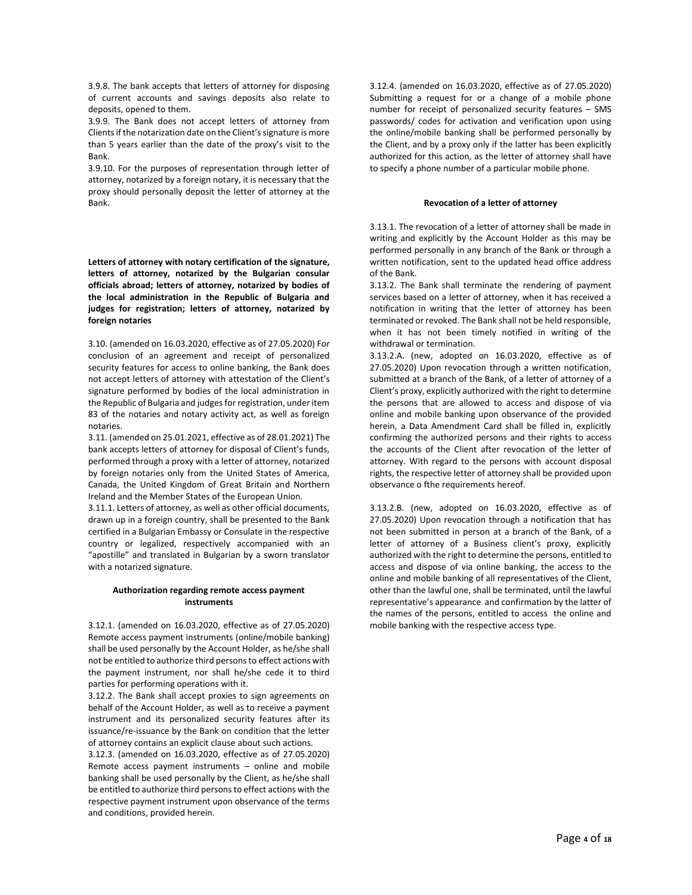3.9.8. The bank accepts that letters of attorney for disposing of current accounts and savings deposits also relate to deposits, opened to them.

3.9.9. The Bank does not accept letters of attorney from Clients if the notarization date on the Client's signature is more than 5 years earlier than the date of the proxy's visit to the Bank.

3.9.10. For the purposes of representation through letter of attorney, notarized by a foreign notary, it is necessary that the proxy should personally deposit the letter of attorney at the Bank.

**Letters of attorney with notary certification of the signature, letters of attorney, notarized by the Bulgarian consular officials abroad; letters of attorney, notarized by bodies of the local administration in the Republic of Bulgaria and judges for registration; letters of attorney, notarized by foreign notaries**

3.10. (amended on 16.03.2020, effective as of 27.05.2020) For conclusion of an agreement and receipt of personalized security features for access to online banking, the Bank does not accept letters of attorney with attestation of the Client's signature performed by bodies of the local administration in the Republic of Bulgaria and judges for registration, under item 83 of the notaries and notary activity act, as well as foreign notaries.

3.11. (amended on 25.01.2021, effective as of 28.01.2021) The bank accepts letters of attorney for disposal of Client's funds, performed through a proxy with a letter of attorney, notarized by foreign notaries only from the United States of America, Canada, the United Kingdom of Great Britain and Northern Ireland and the Member States of the European Union.

3.11.1. Letters of attorney, as well as other official documents, drawn up in a foreign country, shall be presented to the Bank certified in a Bulgarian Embassy or Consulate in the respective country or legalized, respectively accompanied with an "apostille" and translated in Bulgarian by a sworn translator with a notarized signature.

**Authorization regarding remote access payment instruments**

3.12.1. (amended on 16.03.2020, effective as of 27.05.2020) Remote access payment instruments (online/mobile banking) shall be used personally by the Account Holder, as he/she shall not be entitled to authorize third persons to effect actions with the payment instrument, nor shall he/she cede it to third parties for performing operations with it.

3.12.2. The Bank shall accept proxies to sign agreements on behalf of the Account Holder, as well as to receive a payment instrument and its personalized security features after its issuance/re-issuance by the Bank on condition that the letter of attorney contains an explicit clause about such actions.

3.12.3. (amended on 16.03.2020, effective as of 27.05.2020) Remote access payment instruments – online and mobile banking shall be used personally by the Client, as he/she shall be entitled to authorize third persons to effect actions with the respective payment instrument upon observance of the terms and conditions, provided herein.

3.12.4. (amended on 16.03.2020, effective as of 27.05.2020) Submitting a request for or a change of a mobile phone number for receipt of personalized security features – SMS passwords/ codes for activation and verification upon using the online/mobile banking shall be performed personally by the Client, and by a proxy only if the latter has been explicitly authorized for this action, as the letter of attorney shall have to specify a phone number of a particular mobile phone.

**Revocation of a letter of attorney**

3.13.1. The revocation of a letter of attorney shall be made in writing and explicitly by the Account Holder as this may be performed personally in any branch of the Bank or through a written notification, sent to the updated head office address of the Bank.

3.13.2. The Bank shall terminate the rendering of payment services based on a letter of attorney, when it has received a notification in writing that the letter of attorney has been terminated or revoked. The Bank shall not be held responsible, when it has not been timely notified in writing of the withdrawal or termination.

3.13.2.A. (new, adopted on 16.03.2020, effective as of 27.05.2020) Upon revocation through a written notification, submitted at a branch of the Bank, of a letter of attorney of a Client's proxy, explicitly authorized with the right to determine the persons that are allowed to access and dispose of via online and mobile banking upon observance of the provided herein, a Data Amendment Card shall be filled in, explicitly confirming the authorized persons and their rights to access the accounts of the Client after revocation of the letter of attorney. With regard to the persons with account disposal rights, the respective letter of attorney shall be provided upon observance o fthe requirements hereof.

3.13.2.B. (new, adopted on 16.03.2020, effective as of 27.05.2020) Upon revocation through a notification that has not been submitted in person at a branch of the Bank, of a letter of attorney of a Business client's proxy, explicitly authorized with the right to determine the persons, entitled to access and dispose of via online banking, the access to the online and mobile banking of all representatives of the Client, other than the lawful one, shall be terminated, until the lawful representative's appearance and confirmation by the latter of the names of the persons, entitled to access the online and mobile banking with the respective access type.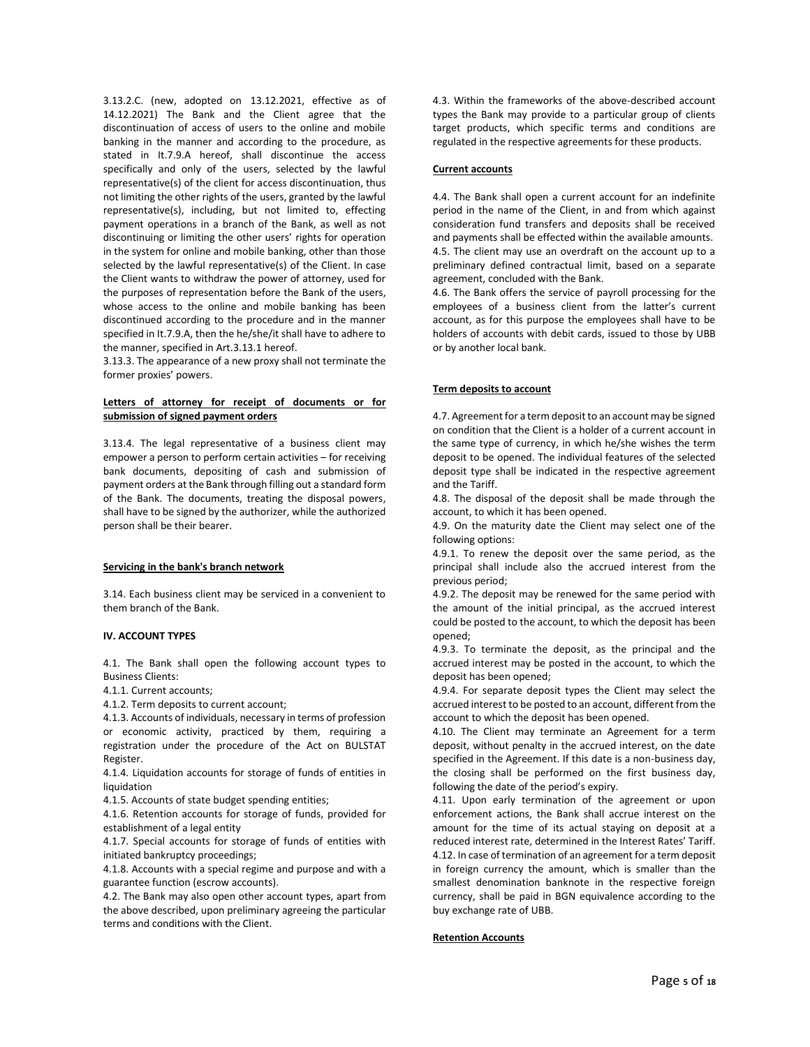3.13.2.C. (new, adopted on 13.12.2021, effective as of 14.12.2021) The Bank and the Client agree that the discontinuation of access of users to the online and mobile banking in the manner and according to the procedure, as stated in It.7.9.A hereof, shall discontinue the access specifically and only of the users, selected by the lawful representative(s) of the client for access discontinuation, thus not limiting the other rights of the users, granted by the lawful representative(s), including, but not limited to, effecting payment operations in a branch of the Bank, as well as not discontinuing or limiting the other users' rights for operation in the system for online and mobile banking, other than those selected by the lawful representative(s) of the Client. In case the Client wants to withdraw the power of attorney, used for the purposes of representation before the Bank of the users, whose access to the online and mobile banking has been discontinued according to the procedure and in the manner specified in It.7.9.A, then the he/she/it shall have to adhere to the manner, specified in Art.3.13.1 hereof.

3.13.3. The appearance of a new proxy shall not terminate the former proxies' powers.

**Letters of attorney for receipt of documents or for submission of signed payment orders**

3.13.4. The legal representative of a business client may empower a person to perform certain activities – for receiving bank documents, depositing of cash and submission of payment orders at the Bank through filling out a standard form of the Bank. The documents, treating the disposal powers, shall have to be signed by the authorizer, while the authorized person shall be their bearer.

**Servicing in the bank's branch network**

3.14. Each business client may be serviced in a convenient to them branch of the Bank.

## IV. ACCOUNT TYPES

4.1. The Bank shall open the following account types to Business Clients:

4.1.1. Current accounts;

4.1.2. Term deposits to current account;

4.1.3. Accounts of individuals, necessary in terms of profession or economic activity, practiced by them, requiring a registration under the procedure of the Act on BULSTAT Register.

4.1.4. Liquidation accounts for storage of funds of entities in liquidation

4.1.5. Accounts of state budget spending entities;

4.1.6. Retention accounts for storage of funds, provided for establishment of a legal entity

4.1.7. Special accounts for storage of funds of entities with initiated bankruptcy proceedings;

4.1.8. Accounts with a special regime and purpose and with a guarantee function (escrow accounts).

4.2. The Bank may also open other account types, apart from the above described, upon preliminary agreeing the particular terms and conditions with the Client.

4.3. Within the frameworks of the above-described account types the Bank may provide to a particular group of clients target products, which specific terms and conditions are regulated in the respective agreements for these products.

**Current accounts**

4.4. The Bank shall open a current account for an indefinite period in the name of the Client, in and from which against consideration fund transfers and deposits shall be received and payments shall be effected within the available amounts.

4.5. The client may use an overdraft on the account up to a preliminary defined contractual limit, based on a separate agreement, concluded with the Bank.

4.6. The Bank offers the service of payroll processing for the employees of a business client from the latter's current account, as for this purpose the employees shall have to be holders of accounts with debit cards, issued to those by UBB or by another local bank.

**Term deposits to account**

4.7. Agreement for a term deposit to an account may be signed on condition that the Client is a holder of a current account in the same type of currency, in which he/she wishes the term deposit to be opened. The individual features of the selected deposit type shall be indicated in the respective agreement and the Tariff.

4.8. The disposal of the deposit shall be made through the account, to which it has been opened.

4.9. On the maturity date the Client may select one of the following options:

4.9.1. To renew the deposit over the same period, as the principal shall include also the accrued interest from the previous period;

4.9.2. The deposit may be renewed for the same period with the amount of the initial principal, as the accrued interest could be posted to the account, to which the deposit has been opened;

4.9.3. To terminate the deposit, as the principal and the accrued interest may be posted in the account, to which the deposit has been opened;

4.9.4. For separate deposit types the Client may select the accrued interest to be posted to an account, different from the account to which the deposit has been opened.

4.10. The Client may terminate an Agreement for a term deposit, without penalty in the accrued interest, on the date specified in the Agreement. If this date is a non-business day, the closing shall be performed on the first business day, following the date of the period's expiry.

4.11. Upon early termination of the agreement or upon enforcement actions, the Bank shall accrue interest on the amount for the time of its actual staying on deposit at a reduced interest rate, determined in the Interest Rates' Tariff.

4.12. In case of termination of an agreement for a term deposit in foreign currency the amount, which is smaller than the smallest denomination banknote in the respective foreign currency, shall be paid in BGN equivalence according to the buy exchange rate of UBB.

**Retention Accounts**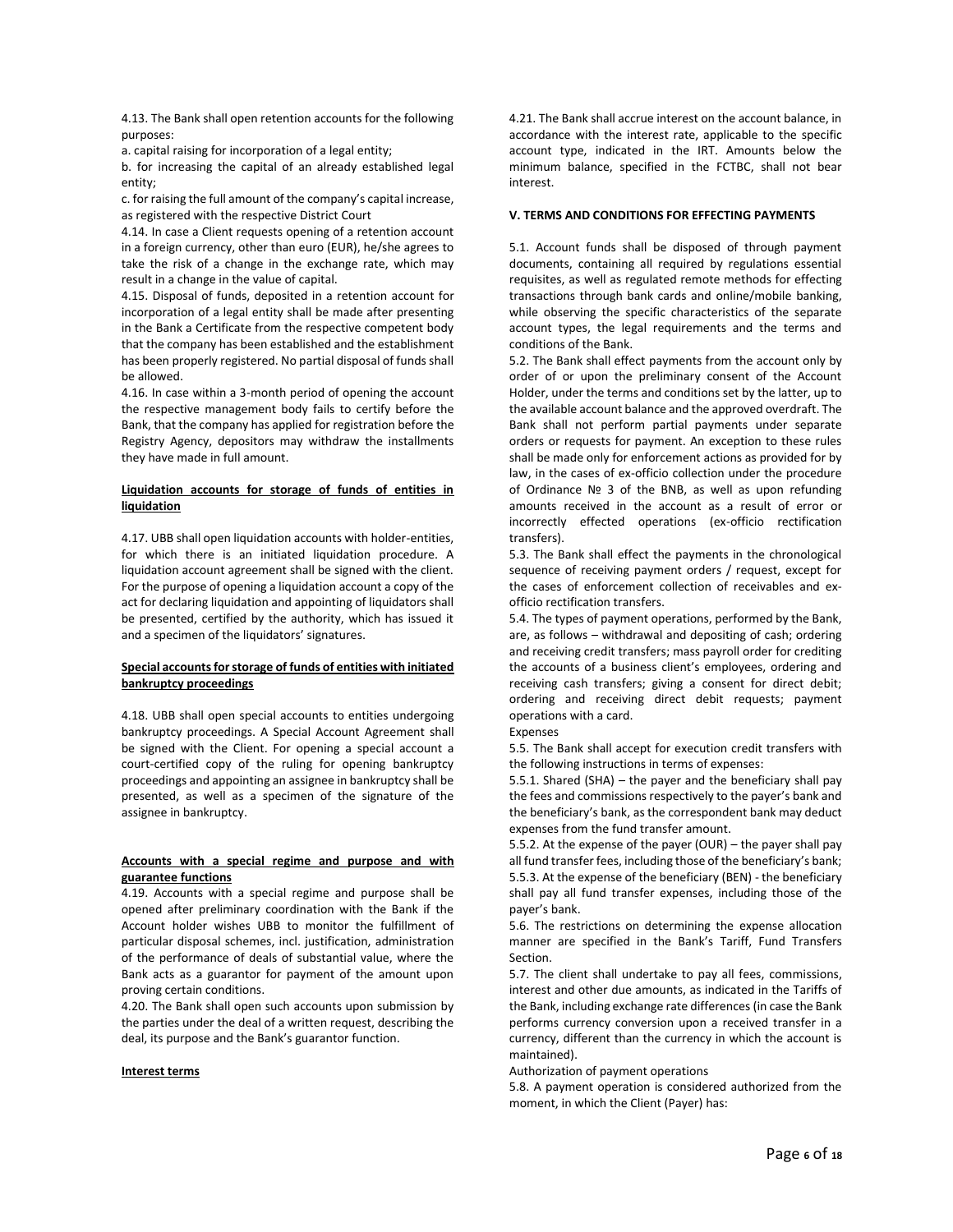4.13. The Bank shall open retention accounts for the following purposes:

a. capital raising for incorporation of a legal entity;

b. for increasing the capital of an already established legal entity;

c. for raising the full amount of the company's capital increase, as registered with the respective District Court

4.14. In case a Client requests opening of a retention account in a foreign currency, other than euro (EUR), he/she agrees to take the risk of a change in the exchange rate, which may result in a change in the value of capital.

4.15. Disposal of funds, deposited in a retention account for incorporation of a legal entity shall be made after presenting in the Bank a Certificate from the respective competent body that the company has been established and the establishment has been properly registered. No partial disposal of funds shall be allowed.

4.16. In case within a 3-month period of opening the account the respective management body fails to certify before the Bank, that the company has applied for registration before the Registry Agency, depositors may withdraw the installments they have made in full amount.

**Liquidation accounts for storage of funds of entities in liquidation**

4.17. UBB shall open liquidation accounts with holder-entities, for which there is an initiated liquidation procedure. A liquidation account agreement shall be signed with the client. For the purpose of opening a liquidation account a copy of the act for declaring liquidation and appointing of liquidators shall be presented, certified by the authority, which has issued it and a specimen of the liquidators' signatures.

**Special accounts for storage of funds of entities with initiated bankruptcy proceedings**

4.18. UBB shall open special accounts to entities undergoing bankruptcy proceedings. A Special Account Agreement shall be signed with the Client. For opening a special account a court-certified copy of the ruling for opening bankruptcy proceedings and appointing an assignee in bankruptcy shall be presented, as well as a specimen of the signature of the assignee in bankruptcy.

**Accounts with a special regime and purpose and with guarantee functions**

4.19. Accounts with a special regime and purpose shall be opened after preliminary coordination with the Bank if the Account holder wishes UBB to monitor the fulfillment of particular disposal schemes, incl. justification, administration of the performance of deals of substantial value, where the Bank acts as a guarantor for payment of the amount upon proving certain conditions.

4.20. The Bank shall open such accounts upon submission by the parties under the deal of a written request, describing the deal, its purpose and the Bank's guarantor function.

**Interest terms**

4.21. The Bank shall accrue interest on the account balance, in accordance with the interest rate, applicable to the specific account type, indicated in the IRT. Amounts below the minimum balance, specified in the FCTBC, shall not bear interest.

## V. TERMS AND CONDITIONS FOR EFFECTING PAYMENTS

5.1. Account funds shall be disposed of through payment documents, containing all required by regulations essential requisites, as well as regulated remote methods for effecting transactions through bank cards and online/mobile banking, while observing the specific characteristics of the separate account types, the legal requirements and the terms and conditions of the Bank.

5.2. The Bank shall effect payments from the account only by order of or upon the preliminary consent of the Account Holder, under the terms and conditions set by the latter, up to the available account balance and the approved overdraft. The Bank shall not perform partial payments under separate orders or requests for payment. An exception to these rules shall be made only for enforcement actions as provided for by law, in the cases of ex-officio collection under the procedure of Ordinance № 3 of the BNB, as well as upon refunding amounts received in the account as a result of error or incorrectly effected operations (ex-officio rectification transfers).

5.3. The Bank shall effect the payments in the chronological sequence of receiving payment orders / request, except for the cases of enforcement collection of receivables and ex-officio rectification transfers.

5.4. The types of payment operations, performed by the Bank, are, as follows – withdrawal and depositing of cash; ordering and receiving credit transfers; mass payroll order for crediting the accounts of a business client's employees, ordering and receiving cash transfers; giving a consent for direct debit; ordering and receiving direct debit requests; payment operations with a card.

Expenses

5.5. The Bank shall accept for execution credit transfers with the following instructions in terms of expenses:

5.5.1. Shared (SHA) – the payer and the beneficiary shall pay the fees and commissions respectively to the payer's bank and the beneficiary's bank, as the correspondent bank may deduct expenses from the fund transfer amount.

5.5.2. At the expense of the payer (OUR) – the payer shall pay all fund transfer fees, including those of the beneficiary's bank;

5.5.3. At the expense of the beneficiary (BEN) - the beneficiary shall pay all fund transfer expenses, including those of the payer's bank.

5.6. The restrictions on determining the expense allocation manner are specified in the Bank's Tariff, Fund Transfers Section.

5.7. The client shall undertake to pay all fees, commissions, interest and other due amounts, as indicated in the Tariffs of the Bank, including exchange rate differences (in case the Bank performs currency conversion upon a received transfer in a currency, different than the currency in which the account is maintained).

Authorization of payment operations

5.8. A payment operation is considered authorized from the moment, in which the Client (Payer) has: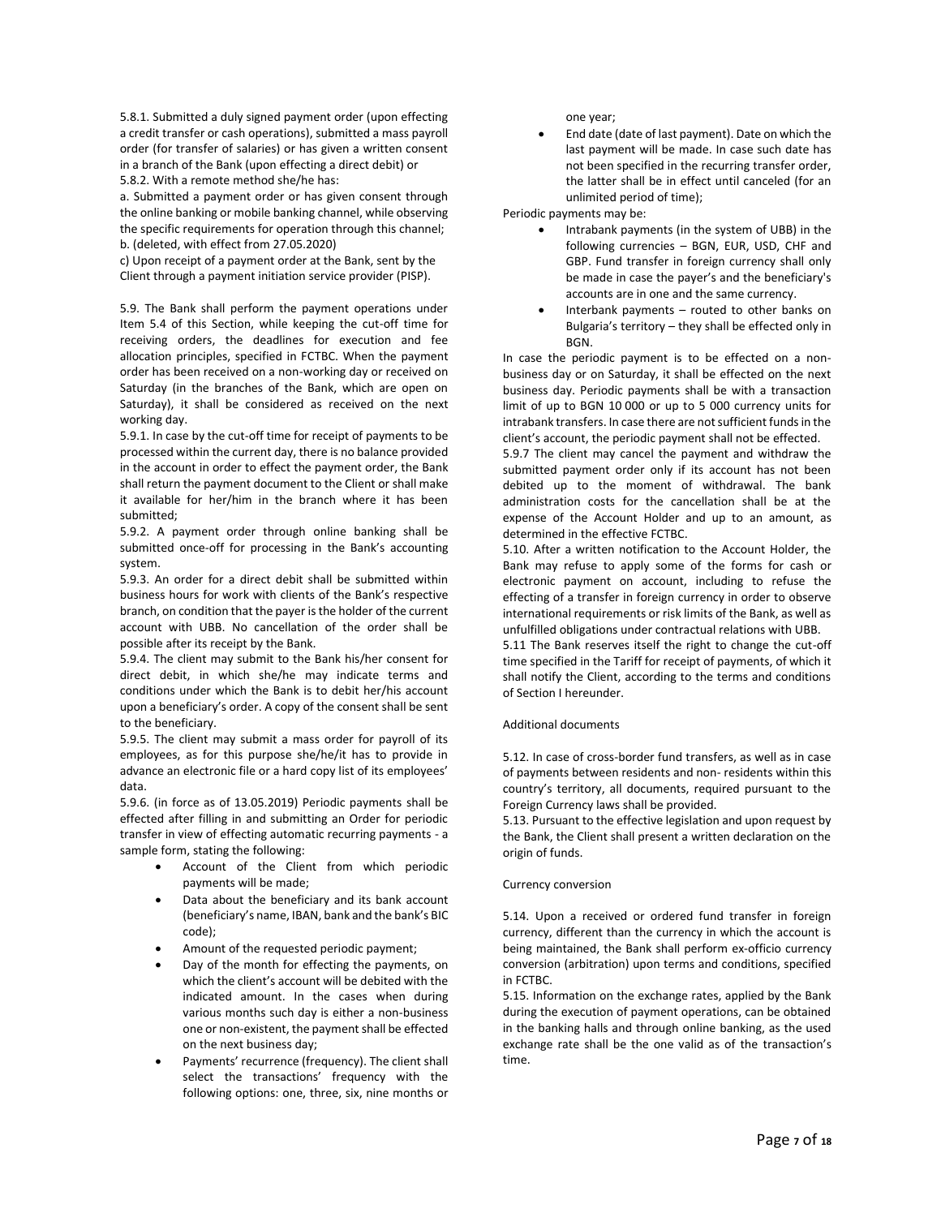5.8.1. Submitted a duly signed payment order (upon effecting a credit transfer or cash operations), submitted a mass payroll order (for transfer of salaries) or has given a written consent in a branch of the Bank (upon effecting a direct debit) or

5.8.2. With a remote method she/he has:

a. Submitted a payment order or has given consent through the online banking or mobile banking channel, while observing the specific requirements for operation through this channel;

b. (deleted, with effect from 27.05.2020)

c) Upon receipt of a payment order at the Bank, sent by the Client through a payment initiation service provider (PISP).

5.9. The Bank shall perform the payment operations under Item 5.4 of this Section, while keeping the cut-off time for receiving orders, the deadlines for execution and fee allocation principles, specified in FCTBC. When the payment order has been received on a non-working day or received on Saturday (in the branches of the Bank, which are open on Saturday), it shall be considered as received on the next working day.

5.9.1. In case by the cut-off time for receipt of payments to be processed within the current day, there is no balance provided in the account in order to effect the payment order, the Bank shall return the payment document to the Client or shall make it available for her/him in the branch where it has been submitted;

5.9.2. A payment order through online banking shall be submitted once-off for processing in the Bank's accounting system.

5.9.3. An order for a direct debit shall be submitted within business hours for work with clients of the Bank's respective branch, on condition that the payer is the holder of the current account with UBB. No cancellation of the order shall be possible after its receipt by the Bank.

5.9.4. The client may submit to the Bank his/her consent for direct debit, in which she/he may indicate terms and conditions under which the Bank is to debit her/his account upon a beneficiary's order. A copy of the consent shall be sent to the beneficiary.

5.9.5. The client may submit a mass order for payroll of its employees, as for this purpose she/he/it has to provide in advance an electronic file or a hard copy list of its employees' data.

5.9.6. (in force as of 13.05.2019) Periodic payments shall be effected after filling in and submitting an Order for periodic transfer in view of effecting automatic recurring payments - a sample form, stating the following:

- Account of the Client from which periodic payments will be made;
- Data about the beneficiary and its bank account (beneficiary's name, IBAN, bank and the bank's BIC code);
- Amount of the requested periodic payment;
- Day of the month for effecting the payments, on which the client's account will be debited with the indicated amount. In the cases when during various months such day is either a non-business one or non-existent, the payment shall be effected on the next business day;
- Payments' recurrence (frequency). The client shall select the transactions' frequency with the following options: one, three, six, nine months or one year;
- End date (date of last payment). Date on which the last payment will be made. In case such date has not been specified in the recurring transfer order, the latter shall be in effect until canceled (for an unlimited period of time);

Periodic payments may be:

- Intrabank payments (in the system of UBB) in the following currencies – BGN, EUR, USD, CHF and GBP. Fund transfer in foreign currency shall only be made in case the payer's and the beneficiary's accounts are in one and the same currency.
- Interbank payments – routed to other banks on Bulgaria's territory – they shall be effected only in BGN.

In case the periodic payment is to be effected on a non-business day or on Saturday, it shall be effected on the next business day. Periodic payments shall be with a transaction limit of up to BGN 10 000 or up to 5 000 currency units for intrabank transfers. In case there are not sufficient funds in the client's account, the periodic payment shall not be effected.

5.9.7 The client may cancel the payment and withdraw the submitted payment order only if its account has not been debited up to the moment of withdrawal. The bank administration costs for the cancellation shall be at the expense of the Account Holder and up to an amount, as determined in the effective FCTBC.

5.10. After a written notification to the Account Holder, the Bank may refuse to apply some of the forms for cash or electronic payment on account, including to refuse the effecting of a transfer in foreign currency in order to observe international requirements or risk limits of the Bank, as well as unfulfilled obligations under contractual relations with UBB.

5.11 The Bank reserves itself the right to change the cut-off time specified in the Tariff for receipt of payments, of which it shall notify the Client, according to the terms and conditions of Section I hereunder.

Additional documents

5.12. In case of cross-border fund transfers, as well as in case of payments between residents and non- residents within this country's territory, all documents, required pursuant to the Foreign Currency laws shall be provided.

5.13. Pursuant to the effective legislation and upon request by the Bank, the Client shall present a written declaration on the origin of funds.

Currency conversion

5.14. Upon a received or ordered fund transfer in foreign currency, different than the currency in which the account is being maintained, the Bank shall perform ex-officio currency conversion (arbitration) upon terms and conditions, specified in FCTBC.

5.15. Information on the exchange rates, applied by the Bank during the execution of payment operations, can be obtained in the banking halls and through online banking, as the used exchange rate shall be the one valid as of the transaction's time.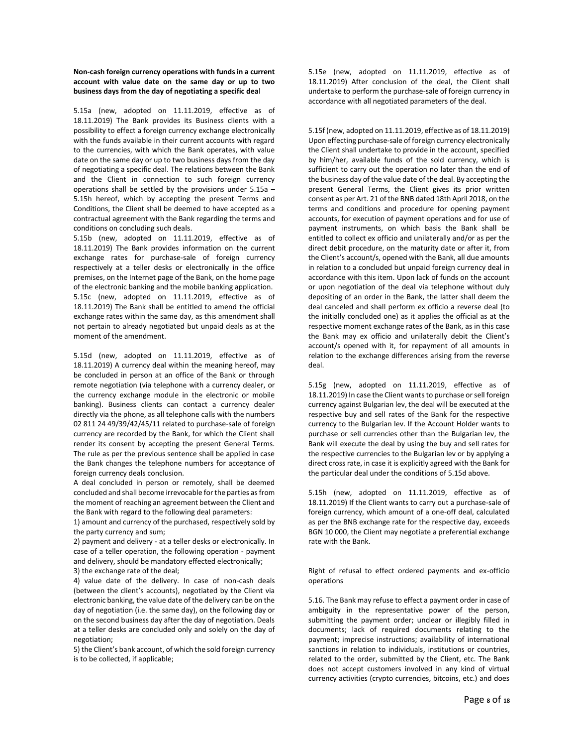**Non-cash foreign currency operations with funds in a current account with value date on the same day or up to two business days from the day of negotiating a specific deal**

5.15a (new, adopted on 11.11.2019, effective as of 18.11.2019) The Bank provides its Business clients with a possibility to effect a foreign currency exchange electronically with the funds available in their current accounts with regard to the currencies, with which the Bank operates, with value date on the same day or up to two business days from the day of negotiating a specific deal. The relations between the Bank and the Client in connection to such foreign currency operations shall be settled by the provisions under 5.15a – 5.15h hereof, which by accepting the present Terms and Conditions, the Client shall be deemed to have accepted as a contractual agreement with the Bank regarding the terms and conditions on concluding such deals.

5.15b (new, adopted on 11.11.2019, effective as of 18.11.2019) The Bank provides information on the current exchange rates for purchase-sale of foreign currency respectively at a teller desks or electronically in the office premises, on the Internet page of the Bank, on the home page of the electronic banking and the mobile banking application.

5.15c (new, adopted on 11.11.2019, effective as of 18.11.2019) The Bank shall be entitled to amend the official exchange rates within the same day, as this amendment shall not pertain to already negotiated but unpaid deals as at the moment of the amendment.

5.15d (new, adopted on 11.11.2019, effective as of 18.11.2019) A currency deal within the meaning hereof, may be concluded in person at an office of the Bank or through remote negotiation (via telephone with a currency dealer, or the currency exchange module in the electronic or mobile banking). Business clients can contact a currency dealer directly via the phone, as all telephone calls with the numbers 02 811 24 49/39/42/45/11 related to purchase-sale of foreign currency are recorded by the Bank, for which the Client shall render its consent by accepting the present General Terms. The rule as per the previous sentence shall be applied in case the Bank changes the telephone numbers for acceptance of foreign currency deals conclusion.

A deal concluded in person or remotely, shall be deemed concluded and shall become irrevocable for the parties as from the moment of reaching an agreement between the Client and the Bank with regard to the following deal parameters:

1) amount and currency of the purchased, respectively sold by the party currency and sum;

2) payment and delivery - at a teller desks or electronically. In case of a teller operation, the following operation - payment and delivery, should be mandatory effected electronically;

3) the exchange rate of the deal;

4) value date of the delivery. In case of non-cash deals (between the client's accounts), negotiated by the Client via electronic banking, the value date of the delivery can be on the day of negotiation (i.e. the same day), on the following day or on the second business day after the day of negotiation. Deals at a teller desks are concluded only and solely on the day of negotiation;

5) the Client's bank account, of which the sold foreign currency is to be collected, if applicable;

5.15e (new, adopted on 11.11.2019, effective as of 18.11.2019) After conclusion of the deal, the Client shall undertake to perform the purchase-sale of foreign currency in accordance with all negotiated parameters of the deal.

5.15f (new, adopted on 11.11.2019, effective as of 18.11.2019) Upon effecting purchase-sale of foreign currency electronically the Client shall undertake to provide in the account, specified by him/her, available funds of the sold currency, which is sufficient to carry out the operation no later than the end of the business day of the value date of the deal. By accepting the present General Terms, the Client gives its prior written consent as per Art. 21 of the BNB dated 18th April 2018, on the terms and conditions and procedure for opening payment accounts, for execution of payment operations and for use of payment instruments, on which basis the Bank shall be entitled to collect ex officio and unilaterally and/or as per the direct debit procedure, on the maturity date or after it, from the Client's account/s, opened with the Bank, all due amounts in relation to a concluded but unpaid foreign currency deal in accordance with this item. Upon lack of funds on the account or upon negotiation of the deal via telephone without duly depositing of an order in the Bank, the latter shall deem the deal canceled and shall perform ex officio a reverse deal (to the initially concluded one) as it applies the official as at the respective moment exchange rates of the Bank, as in this case the Bank may ex officio and unilaterally debit the Client's account/s opened with it, for repayment of all amounts in relation to the exchange differences arising from the reverse deal.

5.15g (new, adopted on 11.11.2019, effective as of 18.11.2019) In case the Client wants to purchase or sell foreign currency against Bulgarian lev, the deal will be executed at the respective buy and sell rates of the Bank for the respective currency to the Bulgarian lev. If the Account Holder wants to purchase or sell currencies other than the Bulgarian lev, the Bank will execute the deal by using the buy and sell rates for the respective currencies to the Bulgarian lev or by applying a direct cross rate, in case it is explicitly agreed with the Bank for the particular deal under the conditions of 5.15d above.

5.15h (new, adopted on 11.11.2019, effective as of 18.11.2019) If the Client wants to carry out a purchase-sale of foreign currency, which amount of a one-off deal, calculated as per the BNB exchange rate for the respective day, exceeds BGN 10 000, the Client may negotiate a preferential exchange rate with the Bank.

Right of refusal to effect ordered payments and ex-officio operations

5.16. The Bank may refuse to effect a payment order in case of ambiguity in the representative power of the person, submitting the payment order; unclear or illegibly filled in documents; lack of required documents relating to the payment; imprecise instructions; availability of international sanctions in relation to individuals, institutions or countries, related to the order, submitted by the Client, etc. The Bank does not accept customers involved in any kind of virtual currency activities (crypto currencies, bitcoins, etc.) and does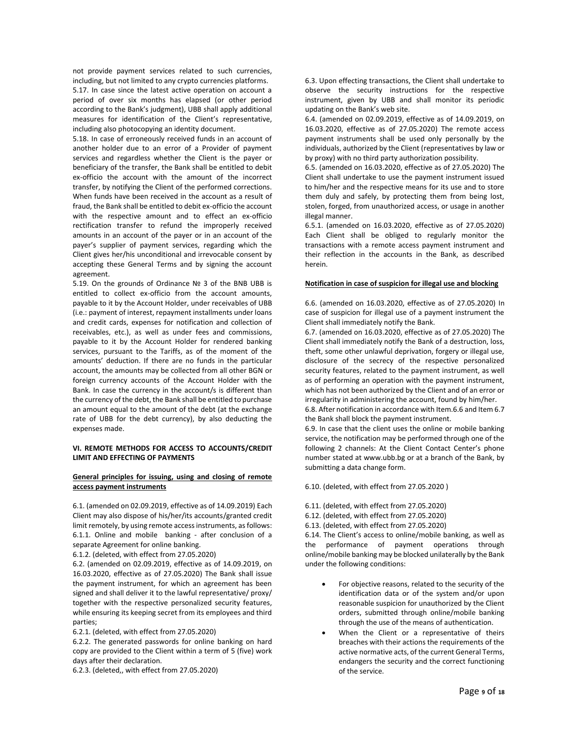not provide payment services related to such currencies, including, but not limited to any crypto currencies platforms.

5.17. In case since the latest active operation on account a period of over six months has elapsed (or other period according to the Bank's judgment), UBB shall apply additional measures for identification of the Client's representative, including also photocopying an identity document.

5.18. In case of erroneously received funds in an account of another holder due to an error of a Provider of payment services and regardless whether the Client is the payer or beneficiary of the transfer, the Bank shall be entitled to debit ex-officio the account with the amount of the incorrect transfer, by notifying the Client of the performed corrections. When funds have been received in the account as a result of fraud, the Bank shall be entitled to debit ex-officio the account with the respective amount and to effect an ex-officio rectification transfer to refund the improperly received amounts in an account of the payer or in an account of the payer's supplier of payment services, regarding which the Client gives her/his unconditional and irrevocable consent by accepting these General Terms and by signing the account agreement.

5.19. On the grounds of Ordinance № 3 of the BNB UBB is entitled to collect ex-officio from the account amounts, payable to it by the Account Holder, under receivables of UBB (i.e.: payment of interest, repayment installments under loans and credit cards, expenses for notification and collection of receivables, etc.), as well as under fees and commissions, payable to it by the Account Holder for rendered banking services, pursuant to the Tariffs, as of the moment of the amounts' deduction. If there are no funds in the particular account, the amounts may be collected from all other BGN or foreign currency accounts of the Account Holder with the Bank. In case the currency in the account/s is different than the currency of the debt, the Bank shall be entitled to purchase an amount equal to the amount of the debt (at the exchange rate of UBB for the debt currency), by also deducting the expenses made.

## VI. REMOTE METHODS FOR ACCESS TO ACCOUNTS/CREDIT LIMIT AND EFFECTING OF PAYMENTS

**General principles for issuing, using and closing of remote access payment instruments**

6.1. (amended on 02.09.2019, effective as of 14.09.2019) Each Client may also dispose of his/her/its accounts/granted credit limit remotely, by using remote access instruments, as follows:

6.1.1. Online and mobile banking - after conclusion of a separate Agreement for online banking.

6.1.2. (deleted, with effect from 27.05.2020)

6.2. (amended on 02.09.2019, effective as of 14.09.2019, on 16.03.2020, effective as of 27.05.2020) The Bank shall issue the payment instrument, for which an agreement has been signed and shall deliver it to the lawful representative/ proxy/ together with the respective personalized security features, while ensuring its keeping secret from its employees and third parties;

6.2.1. (deleted, with effect from 27.05.2020)

6.2.2. The generated passwords for online banking on hard copy are provided to the Client within a term of 5 (five) work days after their declaration.

6.2.3. (deleted,, with effect from 27.05.2020)

6.3. Upon effecting transactions, the Client shall undertake to observe the security instructions for the respective instrument, given by UBB and shall monitor its periodic updating on the Bank's web site.

6.4. (amended on 02.09.2019, effective as of 14.09.2019, on 16.03.2020, effective as of 27.05.2020) The remote access payment instruments shall be used only personally by the individuals, authorized by the Client (representatives by law or by proxy) with no third party authorization possibility.

6.5. (amended on 16.03.2020, effective as of 27.05.2020) The Client shall undertake to use the payment instrument issued to him/her and the respective means for its use and to store them duly and safely, by protecting them from being lost, stolen, forged, from unauthorized access, or usage in another illegal manner.

6.5.1. (amended on 16.03.2020, effective as of 27.05.2020) Each Client shall be obliged to regularly monitor the transactions with a remote access payment instrument and their reflection in the accounts in the Bank, as described herein.

**Notification in case of suspicion for illegal use and blocking**

6.6. (amended on 16.03.2020, effective as of 27.05.2020) In case of suspicion for illegal use of a payment instrument the Client shall immediately notify the Bank.

6.7. (amended on 16.03.2020, effective as of 27.05.2020) The Client shall immediately notify the Bank of a destruction, loss, theft, some other unlawful deprivation, forgery or illegal use, disclosure of the secrecy of the respective personalized security features, related to the payment instrument, as well as of performing an operation with the payment instrument, which has not been authorized by the Client and of an error or irregularity in administering the account, found by him/her.

6.8. After notification in accordance with Item.6.6 and Item 6.7 the Bank shall block the payment instrument.

6.9. In case that the client uses the online or mobile banking service, the notification may be performed through one of the following 2 channels: At the Client Contact Center's phone number stated at www.ubb.bg or at a branch of the Bank, by submitting a data change form.

6.10. (deleted, with effect from 27.05.2020 )

6.11. (deleted, with effect from 27.05.2020)

6.12. (deleted, with effect from 27.05.2020)

6.13. (deleted, with effect from 27.05.2020)

6.14. The Client's access to online/mobile banking, as well as the performance of payment operations through online/mobile banking may be blocked unilaterally by the Bank under the following conditions:

- For objective reasons, related to the security of the identification data or of the system and/or upon reasonable suspicion for unauthorized by the Client orders, submitted through online/mobile banking through the use of the means of authentication.
- When the Client or a representative of theirs breaches with their actions the requirements of the active normative acts, of the current General Terms, endangers the security and the correct functioning of the service.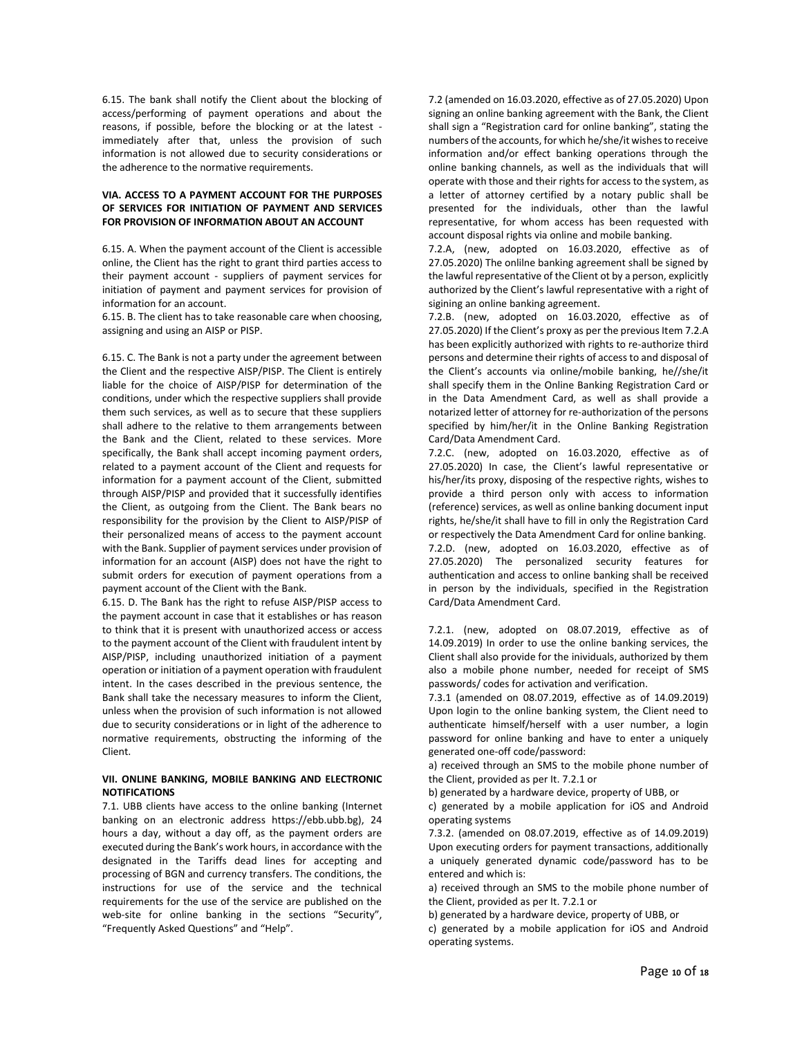6.15. The bank shall notify the Client about the blocking of access/performing of payment operations and about the reasons, if possible, before the blocking or at the latest - immediately after that, unless the provision of such information is not allowed due to security considerations or the adherence to the normative requirements.

**VIA. ACCESS TO A PAYMENT ACCOUNT FOR THE PURPOSES OF SERVICES FOR INITIATION OF PAYMENT AND SERVICES FOR PROVISION OF INFORMATION ABOUT AN ACCOUNT**

6.15. A. When the payment account of the Client is accessible online, the Client has the right to grant third parties access to their payment account - suppliers of payment services for initiation of payment and payment services for provision of information for an account.

6.15. B. The client has to take reasonable care when choosing, assigning and using an AISP or PISP.

6.15. C. The Bank is not a party under the agreement between the Client and the respective AISP/PISP. The Client is entirely liable for the choice of AISP/PISP for determination of the conditions, under which the respective suppliers shall provide them such services, as well as to secure that these suppliers shall adhere to the relative to them arrangements between the Bank and the Client, related to these services. More specifically, the Bank shall accept incoming payment orders, related to a payment account of the Client and requests for information for a payment account of the Client, submitted through AISP/PISP and provided that it successfully identifies the Client, as outgoing from the Client. The Bank bears no responsibility for the provision by the Client to AISP/PISP of their personalized means of access to the payment account with the Bank. Supplier of payment services under provision of information for an account (AISP) does not have the right to submit orders for execution of payment operations from a payment account of the Client with the Bank.

6.15. D. The Bank has the right to refuse AISP/PISP access to the payment account in case that it establishes or has reason to think that it is present with unauthorized access or access to the payment account of the Client with fraudulent intent by AISP/PISP, including unauthorized initiation of a payment operation or initiation of a payment operation with fraudulent intent. In the cases described in the previous sentence, the Bank shall take the necessary measures to inform the Client, unless when the provision of such information is not allowed due to security considerations or in light of the adherence to normative requirements, obstructing the informing of the Client.

**VII. ONLINE BANKING, MOBILE BANKING AND ELECTRONIC NOTIFICATIONS**

7.1. UBB clients have access to the online banking (Internet banking on an electronic address https://ebb.ubb.bg), 24 hours a day, without a day off, as the payment orders are executed during the Bank's work hours, in accordance with the designated in the Tariffs dead lines for accepting and processing of BGN and currency transfers. The conditions, the instructions for use of the service and the technical requirements for the use of the service are published on the web-site for online banking in the sections "Security", "Frequently Asked Questions" and "Help".

7.2 (amended on 16.03.2020, effective as of 27.05.2020) Upon signing an online banking agreement with the Bank, the Client shall sign a "Registration card for online banking", stating the numbers of the accounts, for which he/she/it wishes to receive information and/or effect banking operations through the online banking channels, as well as the individuals that will operate with those and their rights for access to the system, as a letter of attorney certified by a notary public shall be presented for the individuals, other than the lawful representative, for whom access has been requested with account disposal rights via online and mobile banking.

7.2.A, (new, adopted on 16.03.2020, effective as of 27.05.2020) The onlilne banking agreement shall be signed by the lawful representative of the Client ot by a person, explicitly authorized by the Client's lawful representative with a right of sigining an online banking agreement.

7.2.B. (new, adopted on 16.03.2020, effective as of 27.05.2020) If the Client's proxy as per the previous Item 7.2.A has been explicitly authorized with rights to re-authorize third persons and determine their rights of access to and disposal of the Client's accounts via online/mobile banking, he//she/it shall specify them in the Online Banking Registration Card or in the Data Amendment Card, as well as shall provide a notarized letter of attorney for re-authorization of the persons specified by him/her/it in the Online Banking Registration Card/Data Amendment Card.

7.2.C. (new, adopted on 16.03.2020, effective as of 27.05.2020) In case, the Client's lawful representative or his/her/its proxy, disposing of the respective rights, wishes to provide a third person only with access to information (reference) services, as well as online banking document input rights, he/she/it shall have to fill in only the Registration Card or respectively the Data Amendment Card for online banking.

7.2.D. (new, adopted on 16.03.2020, effective as of 27.05.2020) The personalized security features for authentication and access to online banking shall be received in person by the individuals, specified in the Registration Card/Data Amendment Card.

7.2.1. (new, adopted on 08.07.2019, effective as of 14.09.2019) In order to use the online banking services, the Client shall also provide for the inividuals, authorized by them also a mobile phone number, needed for receipt of SMS passwords/ codes for activation and verification.

7.3.1 (amended on 08.07.2019, effective as of 14.09.2019) Upon login to the online banking system, the Client need to authenticate himself/herself with a user number, a login password for online banking and have to enter a uniquely generated one-off code/password:

a) received through an SMS to the mobile phone number of the Client, provided as per It. 7.2.1 or

b) generated by a hardware device, property of UBB, or

c) generated by a mobile application for iOS and Android operating systems

7.3.2. (amended on 08.07.2019, effective as of 14.09.2019) Upon executing orders for payment transactions, additionally a uniquely generated dynamic code/password has to be entered and which is:

a) received through an SMS to the mobile phone number of the Client, provided as per It. 7.2.1 or

b) generated by a hardware device, property of UBB, or

c) generated by a mobile application for iOS and Android operating systems.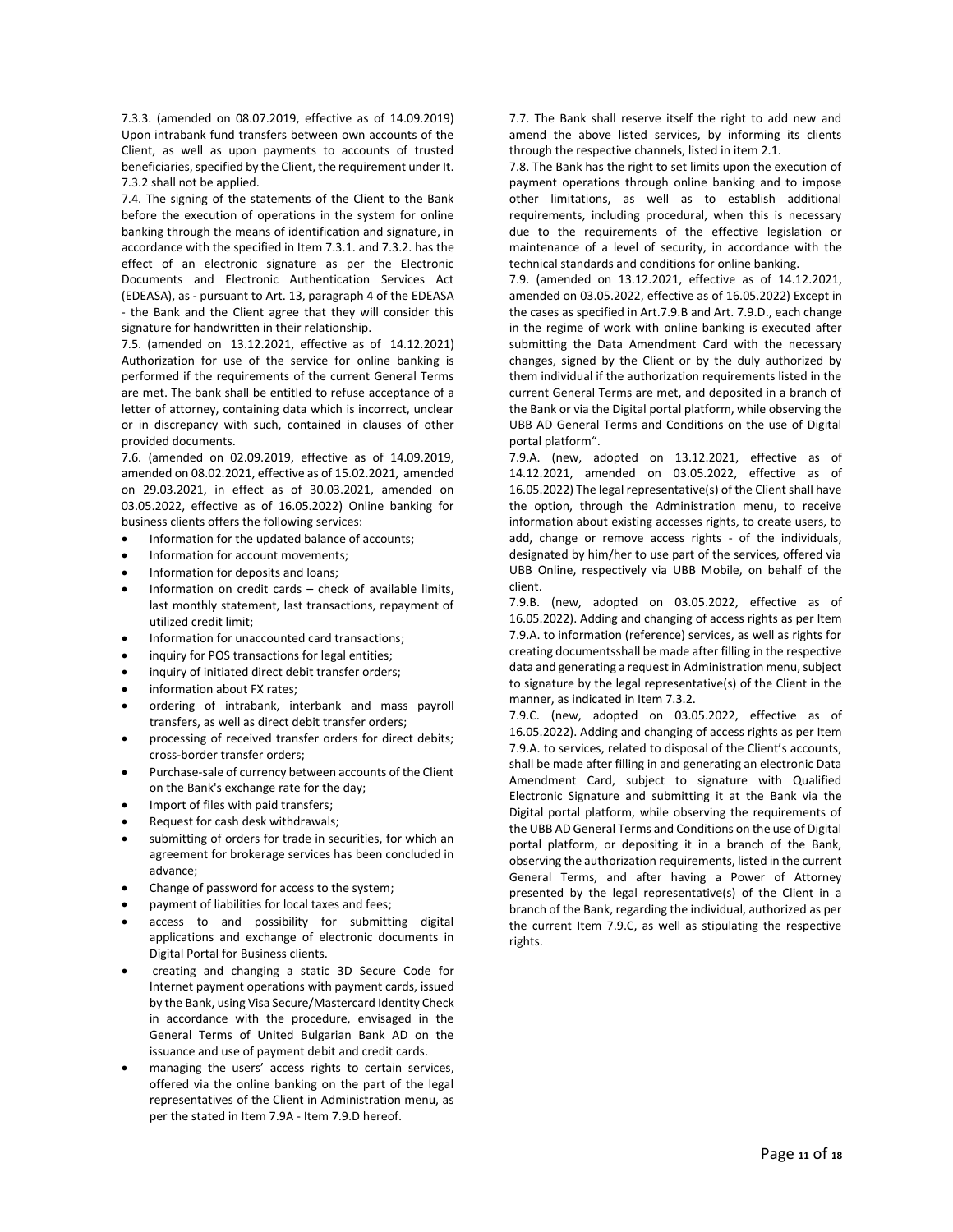7.3.3. (amended on 08.07.2019, effective as of 14.09.2019) Upon intrabank fund transfers between own accounts of the Client, as well as upon payments to accounts of trusted beneficiaries, specified by the Client, the requirement under It. 7.3.2 shall not be applied.

7.4. The signing of the statements of the Client to the Bank before the execution of operations in the system for online banking through the means of identification and signature, in accordance with the specified in Item 7.3.1. and 7.3.2. has the effect of an electronic signature as per the Electronic Documents and Electronic Authentication Services Act (EDEASA), as - pursuant to Art. 13, paragraph 4 of the EDEASA - the Bank and the Client agree that they will consider this signature for handwritten in their relationship.

7.5. (amended on 13.12.2021, effective as of 14.12.2021) Authorization for use of the service for online banking is performed if the requirements of the current General Terms are met. The bank shall be entitled to refuse acceptance of a letter of attorney, containing data which is incorrect, unclear or in discrepancy with such, contained in clauses of other provided documents.

7.6. (amended on 02.09.2019, effective as of 14.09.2019, amended on 08.02.2021, effective as of 15.02.2021, amended on 29.03.2021, in effect as of 30.03.2021, amended on 03.05.2022, effective as of 16.05.2022) Online banking for business clients offers the following services:

- Information for the updated balance of accounts;
- Information for account movements;
- Information for deposits and loans;
- Information on credit cards – check of available limits, last monthly statement, last transactions, repayment of utilized credit limit;
- Information for unaccounted card transactions;
- inquiry for POS transactions for legal entities;
- inquiry of initiated direct debit transfer orders;
- information about FX rates;
- ordering of intrabank, interbank and mass payroll transfers, as well as direct debit transfer orders;
- processing of received transfer orders for direct debits; cross-border transfer orders;
- Purchase-sale of currency between accounts of the Client on the Bank's exchange rate for the day;
- Import of files with paid transfers;
- Request for cash desk withdrawals;
- submitting of orders for trade in securities, for which an agreement for brokerage services has been concluded in advance;
- Change of password for access to the system;
- payment of liabilities for local taxes and fees;
- access to and possibility for submitting digital applications and exchange of electronic documents in Digital Portal for Business clients.
- creating and changing a static 3D Secure Code for Internet payment operations with payment cards, issued by the Bank, using Visa Secure/Mastercard Identity Check in accordance with the procedure, envisaged in the General Terms of United Bulgarian Bank AD on the issuance and use of payment debit and credit cards.
- managing the users' access rights to certain services, offered via the online banking on the part of the legal representatives of the Client in Administration menu, as per the stated in Item 7.9A - Item 7.9.D hereof.

7.7. The Bank shall reserve itself the right to add new and amend the above listed services, by informing its clients through the respective channels, listed in item 2.1.

7.8. The Bank has the right to set limits upon the execution of payment operations through online banking and to impose other limitations, as well as to establish additional requirements, including procedural, when this is necessary due to the requirements of the effective legislation or maintenance of a level of security, in accordance with the technical standards and conditions for online banking.

7.9. (amended on 13.12.2021, effective as of 14.12.2021, amended on 03.05.2022, effective as of 16.05.2022) Except in the cases as specified in Art.7.9.B and Art. 7.9.D., each change in the regime of work with online banking is executed after submitting the Data Amendment Card with the necessary changes, signed by the Client or by the duly authorized by them individual if the authorization requirements listed in the current General Terms are met, and deposited in a branch of the Bank or via the Digital portal platform, while observing the UBB AD General Terms and Conditions on the use of Digital portal platform".

7.9.A. (new, adopted on 13.12.2021, effective as of 14.12.2021, amended on 03.05.2022, effective as of 16.05.2022) The legal representative(s) of the Client shall have the option, through the Administration menu, to receive information about existing accesses rights, to create users, to add, change or remove access rights - of the individuals, designated by him/her to use part of the services, offered via UBB Online, respectively via UBB Mobile, on behalf of the client.

7.9.B. (new, adopted on 03.05.2022, effective as of 16.05.2022). Adding and changing of access rights as per Item 7.9.A. to information (reference) services, as well as rights for creating documentsshall be made after filling in the respective data and generating a request in Administration menu, subject to signature by the legal representative(s) of the Client in the manner, as indicated in Item 7.3.2.

7.9.C. (new, adopted on 03.05.2022, effective as of 16.05.2022). Adding and changing of access rights as per Item 7.9.A. to services, related to disposal of the Client's accounts, shall be made after filling in and generating an electronic Data Amendment Card, subject to signature with Qualified Electronic Signature and submitting it at the Bank via the Digital portal platform, while observing the requirements of the UBB AD General Terms and Conditions on the use of Digital portal platform, or depositing it in a branch of the Bank, observing the authorization requirements, listed in the current General Terms, and after having a Power of Attorney presented by the legal representative(s) of the Client in a branch of the Bank, regarding the individual, authorized as per the current Item 7.9.C, as well as stipulating the respective rights.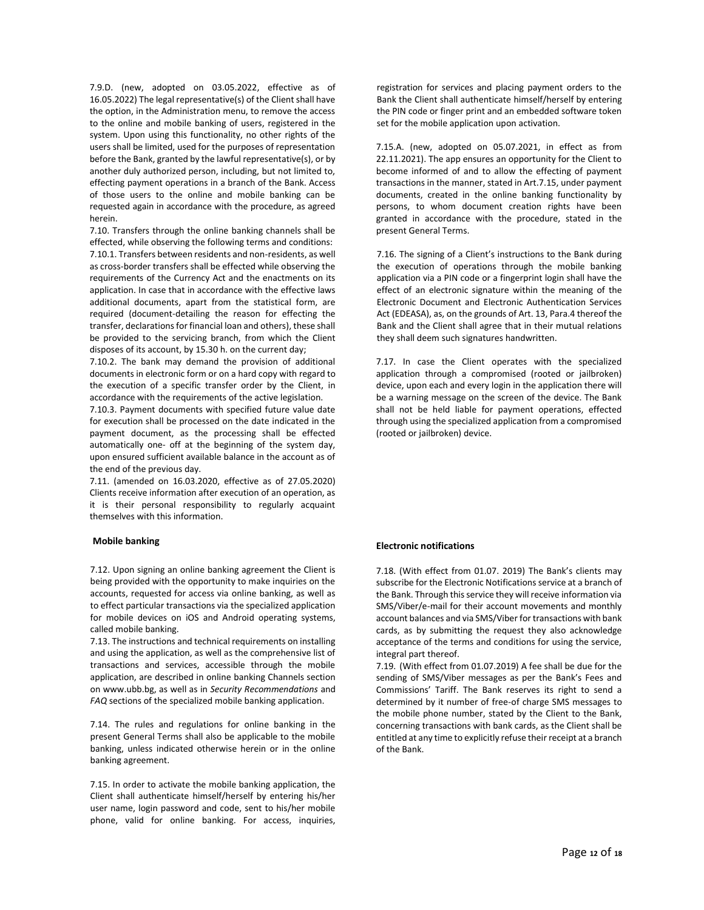7.9.D. (new, adopted on 03.05.2022, effective as of 16.05.2022) The legal representative(s) of the Client shall have the option, in the Administration menu, to remove the access to the online and mobile banking of users, registered in the system. Upon using this functionality, no other rights of the users shall be limited, used for the purposes of representation before the Bank, granted by the lawful representative(s), or by another duly authorized person, including, but not limited to, effecting payment operations in a branch of the Bank. Access of those users to the online and mobile banking can be requested again in accordance with the procedure, as agreed herein.

7.10. Transfers through the online banking channels shall be effected, while observing the following terms and conditions:

7.10.1. Transfers between residents and non-residents, as well as cross-border transfers shall be effected while observing the requirements of the Currency Act and the enactments on its application. In case that in accordance with the effective laws additional documents, apart from the statistical form, are required (document-detailing the reason for effecting the transfer, declarations for financial loan and others), these shall be provided to the servicing branch, from which the Client disposes of its account, by 15.30 h. on the current day;

7.10.2. The bank may demand the provision of additional documents in electronic form or on a hard copy with regard to the execution of a specific transfer order by the Client, in accordance with the requirements of the active legislation.

7.10.3. Payment documents with specified future value date for execution shall be processed on the date indicated in the payment document, as the processing shall be effected automatically one- off at the beginning of the system day, upon ensured sufficient available balance in the account as of the end of the previous day.

7.11. (amended on 16.03.2020, effective as of 27.05.2020) Clients receive information after execution of an operation, as it is their personal responsibility to regularly acquaint themselves with this information.

**Mobile banking**

7.12. Upon signing an online banking agreement the Client is being provided with the opportunity to make inquiries on the accounts, requested for access via online banking, as well as to effect particular transactions via the specialized application for mobile devices on iOS and Android operating systems, called mobile banking.

7.13. The instructions and technical requirements on installing and using the application, as well as the comprehensive list of transactions and services, accessible through the mobile application, are described in online banking Channels section on www.ubb.bg, as well as in *Security Recommendations* and *FAQ* sections of the specialized mobile banking application.

7.14. The rules and regulations for online banking in the present General Terms shall also be applicable to the mobile banking, unless indicated otherwise herein or in the online banking agreement.

7.15. In order to activate the mobile banking application, the Client shall authenticate himself/herself by entering his/her user name, login password and code, sent to his/her mobile phone, valid for online banking. For access, inquiries, registration for services and placing payment orders to the Bank the Client shall authenticate himself/herself by entering the PIN code or finger print and an embedded software token set for the mobile application upon activation.

7.15.A. (new, adopted on 05.07.2021, in effect as from 22.11.2021). The app ensures an opportunity for the Client to become informed of and to allow the effecting of payment transactions in the manner, stated in Art.7.15, under payment documents, created in the online banking functionality by persons, to whom document creation rights have been granted in accordance with the procedure, stated in the present General Terms.

7.16. The signing of a Client's instructions to the Bank during the execution of operations through the mobile banking application via a PIN code or a fingerprint login shall have the effect of an electronic signature within the meaning of the Electronic Document and Electronic Authentication Services Act (EDEASA), as, on the grounds of Art. 13, Para.4 thereof the Bank and the Client shall agree that in their mutual relations they shall deem such signatures handwritten.

7.17. In case the Client operates with the specialized application through a compromised (rooted or jailbroken) device, upon each and every login in the application there will be a warning message on the screen of the device. The Bank shall not be held liable for payment operations, effected through using the specialized application from a compromised (rooted or jailbroken) device.

**Electronic notifications**

7.18. (With effect from 01.07. 2019) The Bank's clients may subscribe for the Electronic Notifications service at a branch of the Bank. Through this service they will receive information via SMS/Viber/e-mail for their account movements and monthly account balances and via SMS/Viber for transactions with bank cards, as by submitting the request they also acknowledge acceptance of the terms and conditions for using the service, integral part thereof.

7.19. (With effect from 01.07.2019) A fee shall be due for the sending of SMS/Viber messages as per the Bank's Fees and Commissions' Tariff. The Bank reserves its right to send a determined by it number of free-of charge SMS messages to the mobile phone number, stated by the Client to the Bank, concerning transactions with bank cards, as the Client shall be entitled at any time to explicitly refuse their receipt at a branch of the Bank.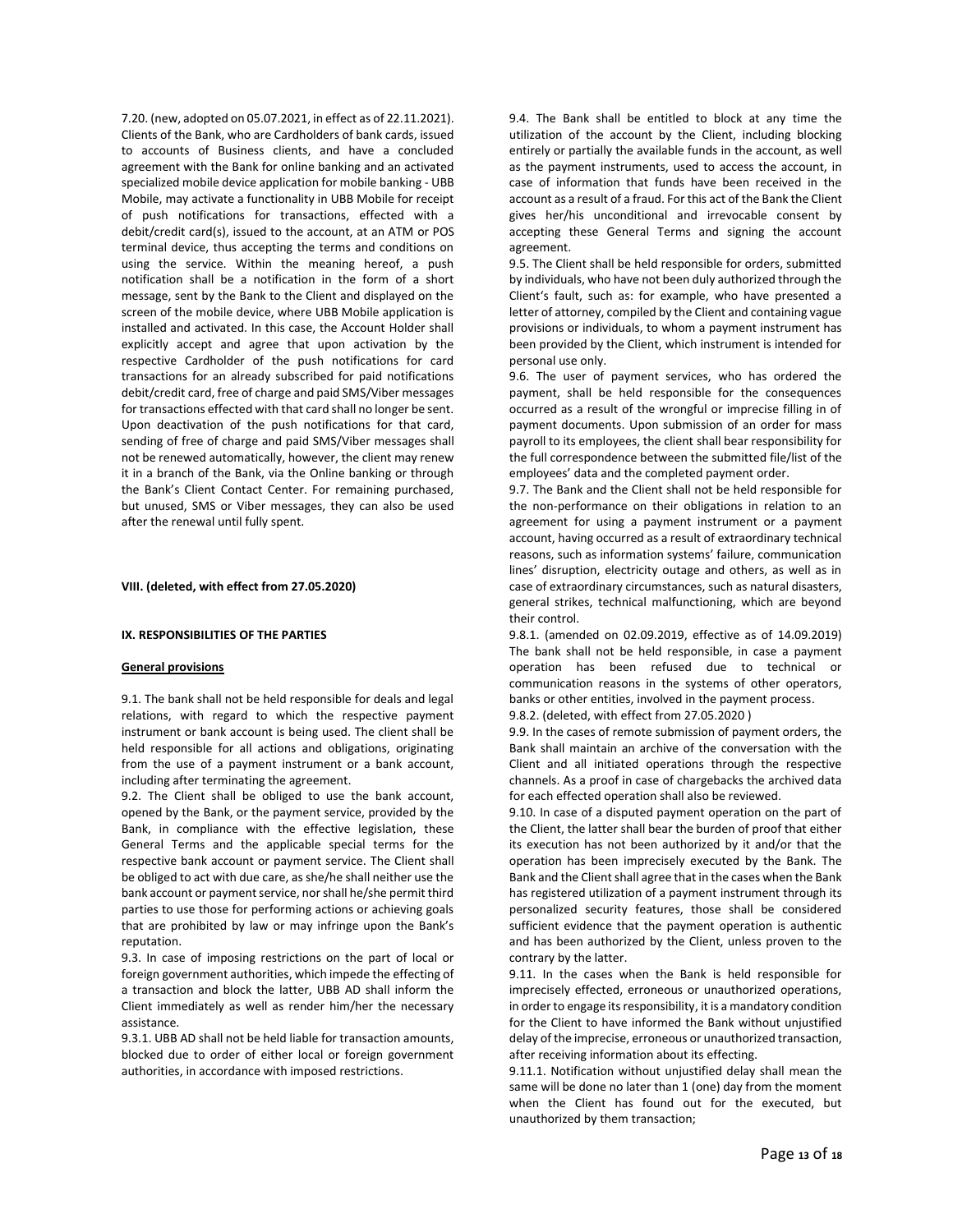7.20. (new, adopted on 05.07.2021, in effect as of 22.11.2021). Clients of the Bank, who are Cardholders of bank cards, issued to accounts of Business clients, and have a concluded agreement with the Bank for online banking and an activated specialized mobile device application for mobile banking - UBB Mobile, may activate a functionality in UBB Mobile for receipt of push notifications for transactions, effected with a debit/credit card(s), issued to the account, at an ATM or POS terminal device, thus accepting the terms and conditions on using the service. Within the meaning hereof, a push notification shall be a notification in the form of a short message, sent by the Bank to the Client and displayed on the screen of the mobile device, where UBB Mobile application is installed and activated. In this case, the Account Holder shall explicitly accept and agree that upon activation by the respective Cardholder of the push notifications for card transactions for an already subscribed for paid notifications debit/credit card, free of charge and paid SMS/Viber messages for transactions effected with that card shall no longer be sent. Upon deactivation of the push notifications for that card, sending of free of charge and paid SMS/Viber messages shall not be renewed automatically, however, the client may renew it in a branch of the Bank, via the Online banking or through the Bank's Client Contact Center. For remaining purchased, but unused, SMS or Viber messages, they can also be used after the renewal until fully spent.

**VIII. (deleted, with effect from 27.05.2020)**

**IX. RESPONSIBILITIES OF THE PARTIES**

**General provisions**

9.1. The bank shall not be held responsible for deals and legal relations, with regard to which the respective payment instrument or bank account is being used. The client shall be held responsible for all actions and obligations, originating from the use of a payment instrument or a bank account, including after terminating the agreement.

9.2. The Client shall be obliged to use the bank account, opened by the Bank, or the payment service, provided by the Bank, in compliance with the effective legislation, these General Terms and the applicable special terms for the respective bank account or payment service. The Client shall be obliged to act with due care, as she/he shall neither use the bank account or payment service, nor shall he/she permit third parties to use those for performing actions or achieving goals that are prohibited by law or may infringe upon the Bank's reputation.

9.3. In case of imposing restrictions on the part of local or foreign government authorities, which impede the effecting of a transaction and block the latter, UBB AD shall inform the Client immediately as well as render him/her the necessary assistance.

9.3.1. UBB AD shall not be held liable for transaction amounts, blocked due to order of either local or foreign government authorities, in accordance with imposed restrictions.

9.4. The Bank shall be entitled to block at any time the utilization of the account by the Client, including blocking entirely or partially the available funds in the account, as well as the payment instruments, used to access the account, in case of information that funds have been received in the account as a result of a fraud. For this act of the Bank the Client gives her/his unconditional and irrevocable consent by accepting these General Terms and signing the account agreement.

9.5. The Client shall be held responsible for orders, submitted by individuals, who have not been duly authorized through the Client's fault, such as: for example, who have presented a letter of attorney, compiled by the Client and containing vague provisions or individuals, to whom a payment instrument has been provided by the Client, which instrument is intended for personal use only.

9.6. The user of payment services, who has ordered the payment, shall be held responsible for the consequences occurred as a result of the wrongful or imprecise filling in of payment documents. Upon submission of an order for mass payroll to its employees, the client shall bear responsibility for the full correspondence between the submitted file/list of the employees' data and the completed payment order.

9.7. The Bank and the Client shall not be held responsible for the non-performance on their obligations in relation to an agreement for using a payment instrument or a payment account, having occurred as a result of extraordinary technical reasons, such as information systems' failure, communication lines' disruption, electricity outage and others, as well as in case of extraordinary circumstances, such as natural disasters, general strikes, technical malfunctioning, which are beyond their control.

9.8.1. (amended on 02.09.2019, effective as of 14.09.2019) The bank shall not be held responsible, in case a payment operation has been refused due to technical or communication reasons in the systems of other operators, banks or other entities, involved in the payment process.

9.8.2. (deleted, with effect from 27.05.2020 )

9.9. In the cases of remote submission of payment orders, the Bank shall maintain an archive of the conversation with the Client and all initiated operations through the respective channels. As a proof in case of chargebacks the archived data for each effected operation shall also be reviewed.

9.10. In case of a disputed payment operation on the part of the Client, the latter shall bear the burden of proof that either its execution has not been authorized by it and/or that the operation has been imprecisely executed by the Bank. The Bank and the Client shall agree that in the cases when the Bank has registered utilization of a payment instrument through its personalized security features, those shall be considered sufficient evidence that the payment operation is authentic and has been authorized by the Client, unless proven to the contrary by the latter.

9.11. In the cases when the Bank is held responsible for imprecisely effected, erroneous or unauthorized operations, in order to engage its responsibility, it is a mandatory condition for the Client to have informed the Bank without unjustified delay of the imprecise, erroneous or unauthorized transaction, after receiving information about its effecting.

9.11.1. Notification without unjustified delay shall mean the same will be done no later than 1 (one) day from the moment when the Client has found out for the executed, but unauthorized by them transaction;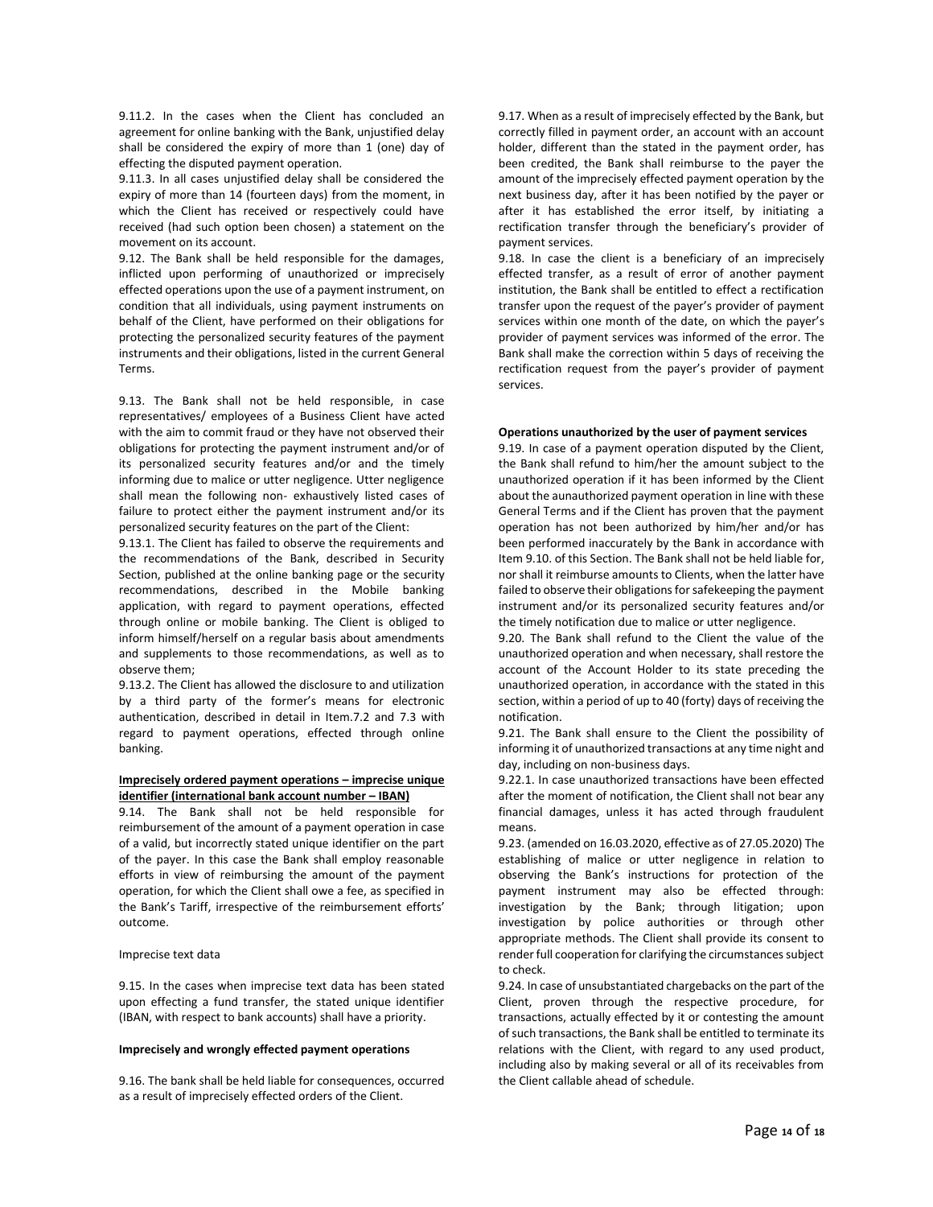9.11.2. In the cases when the Client has concluded an agreement for online banking with the Bank, unjustified delay shall be considered the expiry of more than 1 (one) day of effecting the disputed payment operation.

9.11.3. In all cases unjustified delay shall be considered the expiry of more than 14 (fourteen days) from the moment, in which the Client has received or respectively could have received (had such option been chosen) a statement on the movement on its account.

9.12. The Bank shall be held responsible for the damages, inflicted upon performing of unauthorized or imprecisely effected operations upon the use of a payment instrument, on condition that all individuals, using payment instruments on behalf of the Client, have performed on their obligations for protecting the personalized security features of the payment instruments and their obligations, listed in the current General Terms.

9.13. The Bank shall not be held responsible, in case representatives/ employees of a Business Client have acted with the aim to commit fraud or they have not observed their obligations for protecting the payment instrument and/or of its personalized security features and/or and the timely informing due to malice or utter negligence. Utter negligence shall mean the following non- exhaustively listed cases of failure to protect either the payment instrument and/or its personalized security features on the part of the Client:

9.13.1. The Client has failed to observe the requirements and the recommendations of the Bank, described in Security Section, published at the online banking page or the security recommendations, described in the Mobile banking application, with regard to payment operations, effected through online or mobile banking. The Client is obliged to inform himself/herself on a regular basis about amendments and supplements to those recommendations, as well as to observe them;

9.13.2. The Client has allowed the disclosure to and utilization by a third party of the former's means for electronic authentication, described in detail in Item.7.2 and 7.3 with regard to payment operations, effected through online banking.

**Imprecisely ordered payment operations – imprecise unique identifier (international bank account number – IBAN)**

9.14. The Bank shall not be held responsible for reimbursement of the amount of a payment operation in case of a valid, but incorrectly stated unique identifier on the part of the payer. In this case the Bank shall employ reasonable efforts in view of reimbursing the amount of the payment operation, for which the Client shall owe a fee, as specified in the Bank's Tariff, irrespective of the reimbursement efforts' outcome.

Imprecise text data

9.15. In the cases when imprecise text data has been stated upon effecting a fund transfer, the stated unique identifier (IBAN, with respect to bank accounts) shall have a priority.

**Imprecisely and wrongly effected payment operations**

9.16. The bank shall be held liable for consequences, occurred as a result of imprecisely effected orders of the Client.

9.17. When as a result of imprecisely effected by the Bank, but correctly filled in payment order, an account with an account holder, different than the stated in the payment order, has been credited, the Bank shall reimburse to the payer the amount of the imprecisely effected payment operation by the next business day, after it has been notified by the payer or after it has established the error itself, by initiating a rectification transfer through the beneficiary's provider of payment services.

9.18. In case the client is a beneficiary of an imprecisely effected transfer, as a result of error of another payment institution, the Bank shall be entitled to effect a rectification transfer upon the request of the payer's provider of payment services within one month of the date, on which the payer's provider of payment services was informed of the error. The Bank shall make the correction within 5 days of receiving the rectification request from the payer's provider of payment services.

**Operations unauthorized by the user of payment services**

9.19. In case of a payment operation disputed by the Client, the Bank shall refund to him/her the amount subject to the unauthorized operation if it has been informed by the Client about the aunauthorized payment operation in line with these General Terms and if the Client has proven that the payment operation has not been authorized by him/her and/or has been performed inaccurately by the Bank in accordance with Item 9.10. of this Section. The Bank shall not be held liable for, nor shall it reimburse amounts to Clients, when the latter have failed to observe their obligations for safekeeping the payment instrument and/or its personalized security features and/or the timely notification due to malice or utter negligence.

9.20. The Bank shall refund to the Client the value of the unauthorized operation and when necessary, shall restore the account of the Account Holder to its state preceding the unauthorized operation, in accordance with the stated in this section, within a period of up to 40 (forty) days of receiving the notification.

9.21. The Bank shall ensure to the Client the possibility of informing it of unauthorized transactions at any time night and day, including on non-business days.

9.22.1. In case unauthorized transactions have been effected after the moment of notification, the Client shall not bear any financial damages, unless it has acted through fraudulent means.

9.23. (amended on 16.03.2020, effective as of 27.05.2020) The establishing of malice or utter negligence in relation to observing the Bank's instructions for protection of the payment instrument may also be effected through: investigation by the Bank; through litigation; upon investigation by police authorities or through other appropriate methods. The Client shall provide its consent to render full cooperation for clarifying the circumstances subject to check.

9.24. In case of unsubstantiated chargebacks on the part of the Client, proven through the respective procedure, for transactions, actually effected by it or contesting the amount of such transactions, the Bank shall be entitled to terminate its relations with the Client, with regard to any used product, including also by making several or all of its receivables from the Client callable ahead of schedule.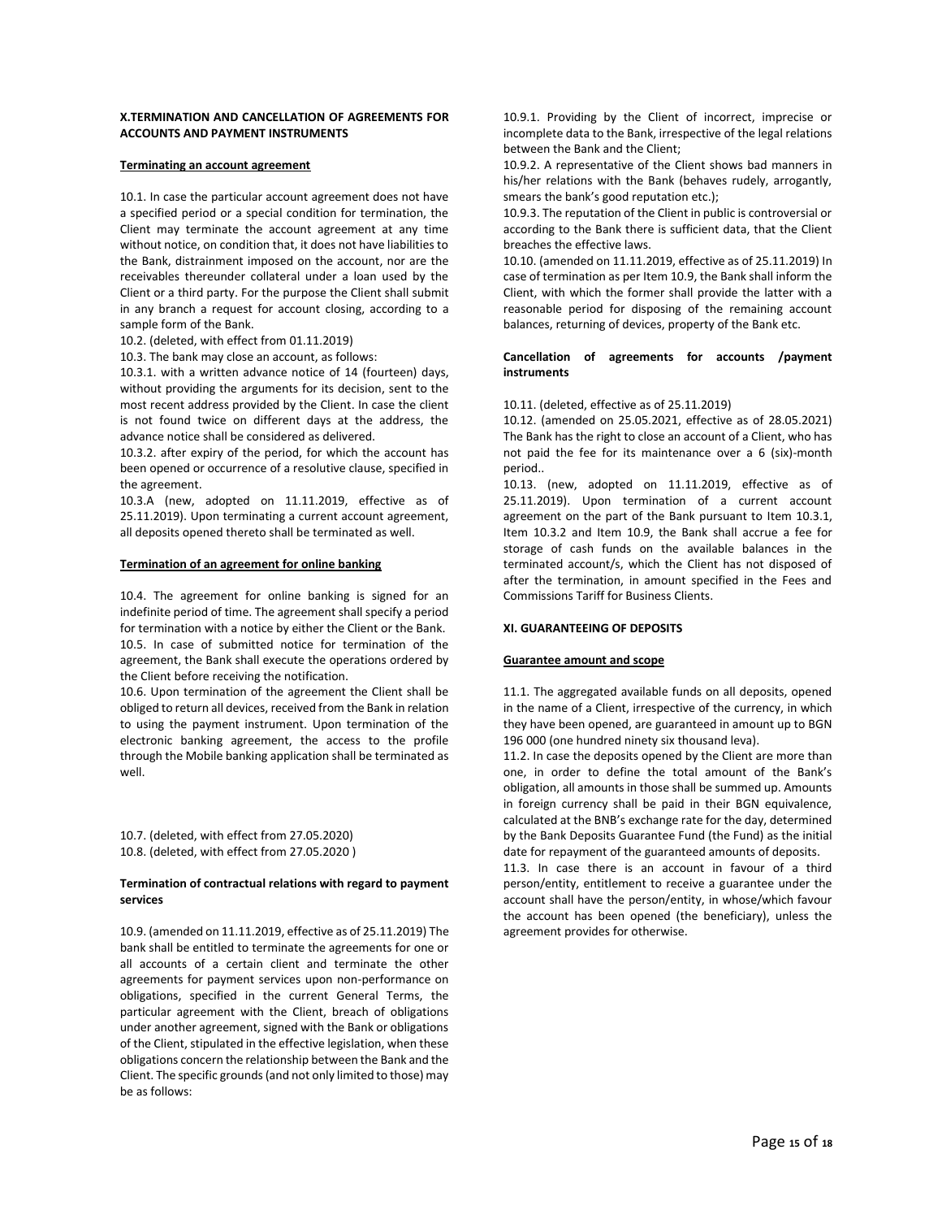## X.TERMINATION AND CANCELLATION OF AGREEMENTS FOR ACCOUNTS AND PAYMENT INSTRUMENTS

### Terminating an account agreement

10.1. In case the particular account agreement does not have a specified period or a special condition for termination, the Client may terminate the account agreement at any time without notice, on condition that, it does not have liabilities to the Bank, distrainment imposed on the account, nor are the receivables thereunder collateral under a loan used by the Client or a third party. For the purpose the Client shall submit in any branch a request for account closing, according to a sample form of the Bank.

10.2. (deleted, with effect from 01.11.2019)

10.3. The bank may close an account, as follows:

10.3.1. with a written advance notice of 14 (fourteen) days, without providing the arguments for its decision, sent to the most recent address provided by the Client. In case the client is not found twice on different days at the address, the advance notice shall be considered as delivered.

10.3.2. after expiry of the period, for which the account has been opened or occurrence of a resolutive clause, specified in the agreement.

10.3.A (new, adopted on 11.11.2019, effective as of 25.11.2019). Upon terminating a current account agreement, all deposits opened thereto shall be terminated as well.

### Termination of an agreement for online banking

10.4. The agreement for online banking is signed for an indefinite period of time. The agreement shall specify a period for termination with a notice by either the Client or the Bank.

10.5. In case of submitted notice for termination of the agreement, the Bank shall execute the operations ordered by the Client before receiving the notification.

10.6. Upon termination of the agreement the Client shall be obliged to return all devices, received from the Bank in relation to using the payment instrument. Upon termination of the electronic banking agreement, the access to the profile through the Mobile banking application shall be terminated as well.

10.7. (deleted, with effect from 27.05.2020)

10.8. (deleted, with effect from 27.05.2020 )

### Termination of contractual relations with regard to payment services

10.9. (amended on 11.11.2019, effective as of 25.11.2019) The bank shall be entitled to terminate the agreements for one or all accounts of a certain client and terminate the other agreements for payment services upon non-performance on obligations, specified in the current General Terms, the particular agreement with the Client, breach of obligations under another agreement, signed with the Bank or obligations of the Client, stipulated in the effective legislation, when these obligations concern the relationship between the Bank and the Client. The specific grounds (and not only limited to those) may be as follows:

10.9.1. Providing by the Client of incorrect, imprecise or incomplete data to the Bank, irrespective of the legal relations between the Bank and the Client;

10.9.2. A representative of the Client shows bad manners in his/her relations with the Bank (behaves rudely, arrogantly, smears the bank's good reputation etc.);

10.9.3. The reputation of the Client in public is controversial or according to the Bank there is sufficient data, that the Client breaches the effective laws.

10.10. (amended on 11.11.2019, effective as of 25.11.2019) In case of termination as per Item 10.9, the Bank shall inform the Client, with which the former shall provide the latter with a reasonable period for disposing of the remaining account balances, returning of devices, property of the Bank etc.

### Cancellation of agreements for accounts /payment instruments

10.11. (deleted, effective as of 25.11.2019)

10.12. (amended on 25.05.2021, effective as of 28.05.2021) The Bank has the right to close an account of a Client, who has not paid the fee for its maintenance over a 6 (six)-month period..

10.13. (new, adopted on 11.11.2019, effective as of 25.11.2019). Upon termination of a current account agreement on the part of the Bank pursuant to Item 10.3.1, Item 10.3.2 and Item 10.9, the Bank shall accrue a fee for storage of cash funds on the available balances in the terminated account/s, which the Client has not disposed of after the termination, in amount specified in the Fees and Commissions Tariff for Business Clients.

## XI. GUARANTEEING OF DEPOSITS

### Guarantee amount and scope

11.1. The aggregated available funds on all deposits, opened in the name of a Client, irrespective of the currency, in which they have been opened, are guaranteed in amount up to BGN 196 000 (one hundred ninety six thousand leva).

11.2. In case the deposits opened by the Client are more than one, in order to define the total amount of the Bank's obligation, all amounts in those shall be summed up. Amounts in foreign currency shall be paid in their BGN equivalence, calculated at the BNB's exchange rate for the day, determined by the Bank Deposits Guarantee Fund (the Fund) as the initial date for repayment of the guaranteed amounts of deposits.

11.3. In case there is an account in favour of a third person/entity, entitlement to receive a guarantee under the account shall have the person/entity, in whose/which favour the account has been opened (the beneficiary), unless the agreement provides for otherwise.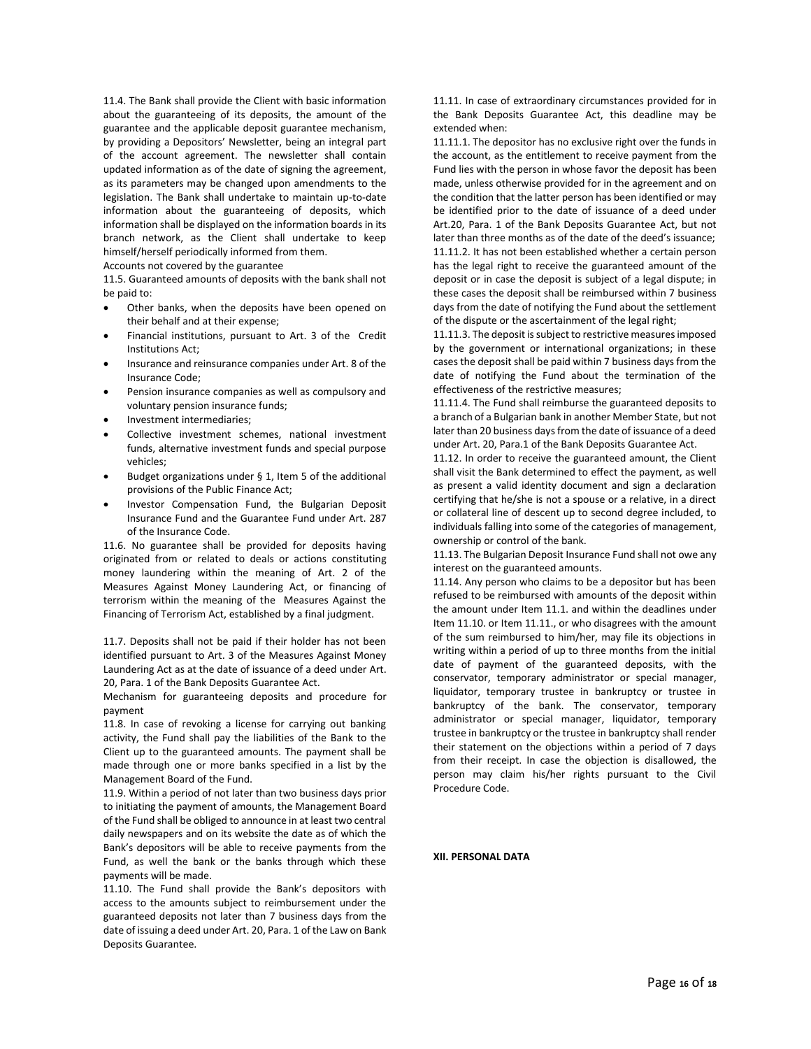11.4. The Bank shall provide the Client with basic information about the guaranteeing of its deposits, the amount of the guarantee and the applicable deposit guarantee mechanism, by providing a Depositors' Newsletter, being an integral part of the account agreement. The newsletter shall contain updated information as of the date of signing the agreement, as its parameters may be changed upon amendments to the legislation. The Bank shall undertake to maintain up-to-date information about the guaranteeing of deposits, which information shall be displayed on the information boards in its branch network, as the Client shall undertake to keep himself/herself periodically informed from them.

Accounts not covered by the guarantee

11.5. Guaranteed amounts of deposits with the bank shall not be paid to:

- Other banks, when the deposits have been opened on their behalf and at their expense;
- Financial institutions, pursuant to Art. 3 of the Credit Institutions Act;
- Insurance and reinsurance companies under Art. 8 of the Insurance Code;
- Pension insurance companies as well as compulsory and voluntary pension insurance funds;
- Investment intermediaries;
- Collective investment schemes, national investment funds, alternative investment funds and special purpose vehicles;
- Budget organizations under § 1, Item 5 of the additional provisions of the Public Finance Act;
- Investor Compensation Fund, the Bulgarian Deposit Insurance Fund and the Guarantee Fund under Art. 287 of the Insurance Code.

11.6. No guarantee shall be provided for deposits having originated from or related to deals or actions constituting money laundering within the meaning of Art. 2 of the Measures Against Money Laundering Act, or financing of terrorism within the meaning of the Measures Against the Financing of Terrorism Act, established by a final judgment.

11.7. Deposits shall not be paid if their holder has not been identified pursuant to Art. 3 of the Measures Against Money Laundering Act as at the date of issuance of a deed under Art. 20, Para. 1 of the Bank Deposits Guarantee Act.

Mechanism for guaranteeing deposits and procedure for payment

11.8. In case of revoking a license for carrying out banking activity, the Fund shall pay the liabilities of the Bank to the Client up to the guaranteed amounts. The payment shall be made through one or more banks specified in a list by the Management Board of the Fund.

11.9. Within a period of not later than two business days prior to initiating the payment of amounts, the Management Board of the Fund shall be obliged to announce in at least two central daily newspapers and on its website the date as of which the Bank's depositors will be able to receive payments from the Fund, as well the bank or the banks through which these payments will be made.

11.10. The Fund shall provide the Bank's depositors with access to the amounts subject to reimbursement under the guaranteed deposits not later than 7 business days from the date of issuing a deed under Art. 20, Para. 1 of the Law on Bank Deposits Guarantee.

11.11. In case of extraordinary circumstances provided for in the Bank Deposits Guarantee Act, this deadline may be extended when:

11.11.1. The depositor has no exclusive right over the funds in the account, as the entitlement to receive payment from the Fund lies with the person in whose favor the deposit has been made, unless otherwise provided for in the agreement and on the condition that the latter person has been identified or may be identified prior to the date of issuance of a deed under Art.20, Para. 1 of the Bank Deposits Guarantee Act, but not later than three months as of the date of the deed's issuance;

11.11.2. It has not been established whether a certain person has the legal right to receive the guaranteed amount of the deposit or in case the deposit is subject of a legal dispute; in these cases the deposit shall be reimbursed within 7 business days from the date of notifying the Fund about the settlement of the dispute or the ascertainment of the legal right;

11.11.3. The deposit is subject to restrictive measures imposed by the government or international organizations; in these cases the deposit shall be paid within 7 business days from the date of notifying the Fund about the termination of the effectiveness of the restrictive measures;

11.11.4. The Fund shall reimburse the guaranteed deposits to a branch of a Bulgarian bank in another Member State, but not later than 20 business days from the date of issuance of a deed under Art. 20, Para.1 of the Bank Deposits Guarantee Act.

11.12. In order to receive the guaranteed amount, the Client shall visit the Bank determined to effect the payment, as well as present a valid identity document and sign a declaration certifying that he/she is not a spouse or a relative, in a direct or collateral line of descent up to second degree included, to individuals falling into some of the categories of management, ownership or control of the bank.

11.13. The Bulgarian Deposit Insurance Fund shall not owe any interest on the guaranteed amounts.

11.14. Any person who claims to be a depositor but has been refused to be reimbursed with amounts of the deposit within the amount under Item 11.1. and within the deadlines under Item 11.10. or Item 11.11., or who disagrees with the amount of the sum reimbursed to him/her, may file its objections in writing within a period of up to three months from the initial date of payment of the guaranteed deposits, with the conservator, temporary administrator or special manager, liquidator, temporary trustee in bankruptcy or trustee in bankruptcy of the bank. The conservator, temporary administrator or special manager, liquidator, temporary trustee in bankruptcy or the trustee in bankruptcy shall render their statement on the objections within a period of 7 days from their receipt. In case the objection is disallowed, the person may claim his/her rights pursuant to the Civil Procedure Code.

## XII. PERSONAL DATA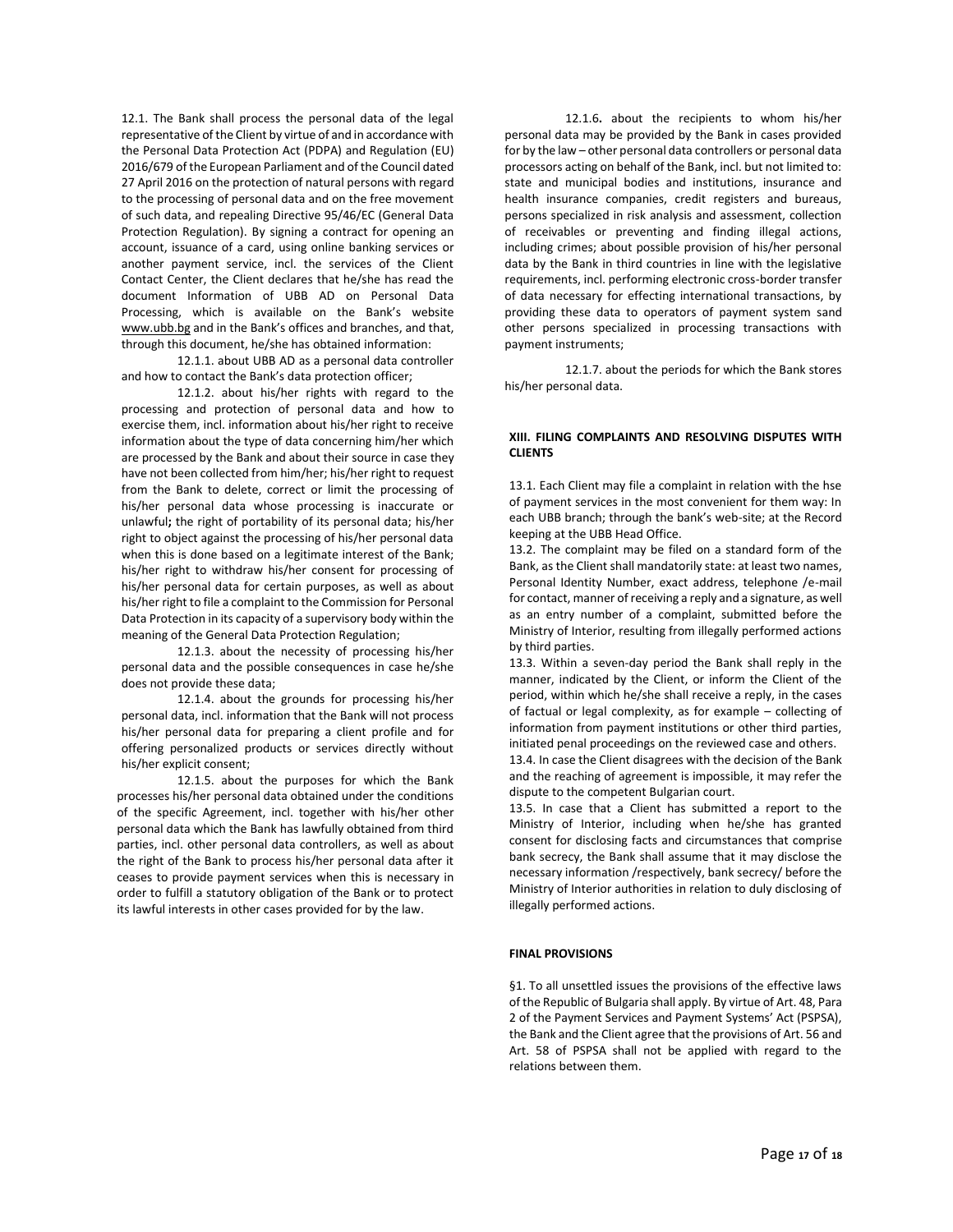12.1. The Bank shall process the personal data of the legal representative of the Client by virtue of and in accordance with the Personal Data Protection Act (PDPA) and Regulation (EU) 2016/679 of the European Parliament and of the Council dated 27 April 2016 on the protection of natural persons with regard to the processing of personal data and on the free movement of such data, and repealing Directive 95/46/EC (General Data Protection Regulation). By signing a contract for opening an account, issuance of a card, using online banking services or another payment service, incl. the services of the Client Contact Center, the Client declares that he/she has read the document Information of UBB AD on Personal Data Processing, which is available on the Bank's website www.ubb.bg and in the Bank's offices and branches, and that, through this document, he/she has obtained information:

12.1.1. about UBB AD as a personal data controller and how to contact the Bank's data protection officer;

12.1.2. about his/her rights with regard to the processing and protection of personal data and how to exercise them, incl. information about his/her right to receive information about the type of data concerning him/her which are processed by the Bank and about their source in case they have not been collected from him/her; his/her right to request from the Bank to delete, correct or limit the processing of his/her personal data whose processing is inaccurate or unlawful**;** the right of portability of its personal data; his/her right to object against the processing of his/her personal data when this is done based on a legitimate interest of the Bank; his/her right to withdraw his/her consent for processing of his/her personal data for certain purposes, as well as about his/her right to file a complaint to the Commission for Personal Data Protection in its capacity of a supervisory body within the meaning of the General Data Protection Regulation;

12.1.3. about the necessity of processing his/her personal data and the possible consequences in case he/she does not provide these data;

12.1.4. about the grounds for processing his/her personal data, incl. information that the Bank will not process his/her personal data for preparing a client profile and for offering personalized products or services directly without his/her explicit consent;

12.1.5. about the purposes for which the Bank processes his/her personal data obtained under the conditions of the specific Agreement, incl. together with his/her other personal data which the Bank has lawfully obtained from third parties, incl. other personal data controllers, as well as about the right of the Bank to process his/her personal data after it ceases to provide payment services when this is necessary in order to fulfill a statutory obligation of the Bank or to protect its lawful interests in other cases provided for by the law.

12.1.6**.** about the recipients to whom his/her personal data may be provided by the Bank in cases provided for by the law – other personal data controllers or personal data processors acting on behalf of the Bank, incl. but not limited to: state and municipal bodies and institutions, insurance and health insurance companies, credit registers and bureaus, persons specialized in risk analysis and assessment, collection of receivables or preventing and finding illegal actions, including crimes; about possible provision of his/her personal data by the Bank in third countries in line with the legislative requirements, incl. performing electronic cross-border transfer of data necessary for effecting international transactions, by providing these data to operators of payment system sand other persons specialized in processing transactions with payment instruments;

12.1.7. about the periods for which the Bank stores his/her personal data.

## XIII. FILING COMPLAINTS AND RESOLVING DISPUTES WITH CLIENTS

13.1. Each Client may file a complaint in relation with the hse of payment services in the most convenient for them way: In each UBB branch; through the bank's web-site; at the Record keeping at the UBB Head Office.

13.2. The complaint may be filed on a standard form of the Bank, as the Client shall mandatorily state: at least two names, Personal Identity Number, exact address, telephone /e-mail for contact, manner of receiving a reply and a signature, as well as an entry number of a complaint, submitted before the Ministry of Interior, resulting from illegally performed actions by third parties.

13.3. Within a seven-day period the Bank shall reply in the manner, indicated by the Client, or inform the Client of the period, within which he/she shall receive a reply, in the cases of factual or legal complexity, as for example – collecting of information from payment institutions or other third parties, initiated penal proceedings on the reviewed case and others.

13.4. In case the Client disagrees with the decision of the Bank and the reaching of agreement is impossible, it may refer the dispute to the competent Bulgarian court.

13.5. In case that a Client has submitted a report to the Ministry of Interior, including when he/she has granted consent for disclosing facts and circumstances that comprise bank secrecy, the Bank shall assume that it may disclose the necessary information /respectively, bank secrecy/ before the Ministry of Interior authorities in relation to duly disclosing of illegally performed actions.

## FINAL PROVISIONS

§1. To all unsettled issues the provisions of the effective laws of the Republic of Bulgaria shall apply. By virtue of Art. 48, Para 2 of the Payment Services and Payment Systems' Act (PSPSA), the Bank and the Client agree that the provisions of Art. 56 and Art. 58 of PSPSA shall not be applied with regard to the relations between them.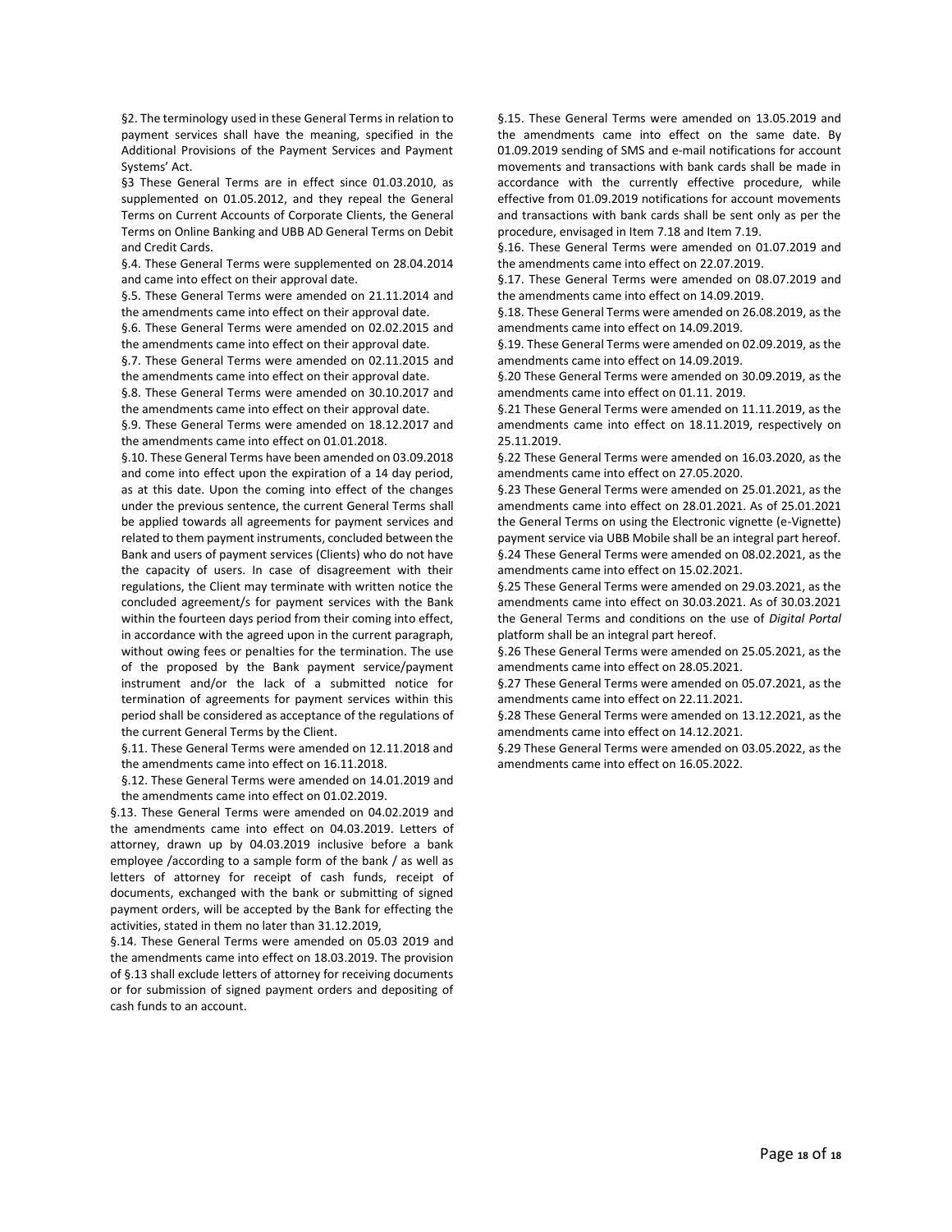§2. The terminology used in these General Terms in relation to payment services shall have the meaning, specified in the Additional Provisions of the Payment Services and Payment Systems' Act.

§3 These General Terms are in effect since 01.03.2010, as supplemented on 01.05.2012, and they repeal the General Terms on Current Accounts of Corporate Clients, the General Terms on Online Banking and UBB AD General Terms on Debit and Credit Cards.

§.4. These General Terms were supplemented on 28.04.2014 and came into effect on their approval date.

§.5. These General Terms were amended on 21.11.2014 and the amendments came into effect on their approval date.

§.6. These General Terms were amended on 02.02.2015 and the amendments came into effect on their approval date.

§.7. These General Terms were amended on 02.11.2015 and the amendments came into effect on their approval date.

§.8. These General Terms were amended on 30.10.2017 and the amendments came into effect on their approval date.

§.9. These General Terms were amended on 18.12.2017 and the amendments came into effect on 01.01.2018.

§.10. These General Terms have been amended on 03.09.2018 and come into effect upon the expiration of a 14 day period, as at this date. Upon the coming into effect of the changes under the previous sentence, the current General Terms shall be applied towards all agreements for payment services and related to them payment instruments, concluded between the Bank and users of payment services (Clients) who do not have the capacity of users. In case of disagreement with their regulations, the Client may terminate with written notice the concluded agreement/s for payment services with the Bank within the fourteen days period from their coming into effect, in accordance with the agreed upon in the current paragraph, without owing fees or penalties for the termination. The use of the proposed by the Bank payment service/payment instrument and/or the lack of a submitted notice for termination of agreements for payment services within this period shall be considered as acceptance of the regulations of the current General Terms by the Client.

§.11. These General Terms were amended on 12.11.2018 and the amendments came into effect on 16.11.2018.

§.12. These General Terms were amended on 14.01.2019 and the amendments came into effect on 01.02.2019.

§.13. These General Terms were amended on 04.02.2019 and the amendments came into effect on 04.03.2019. Letters of attorney, drawn up by 04.03.2019 inclusive before a bank employee /according to a sample form of the bank / as well as letters of attorney for receipt of cash funds, receipt of documents, exchanged with the bank or submitting of signed payment orders, will be accepted by the Bank for effecting the activities, stated in them no later than 31.12.2019,

§.14. These General Terms were amended on 05.03 2019 and the amendments came into effect on 18.03.2019. The provision of §.13 shall exclude letters of attorney for receiving documents or for submission of signed payment orders and depositing of cash funds to an account.

§.15. These General Terms were amended on 13.05.2019 and the amendments came into effect on the same date. By 01.09.2019 sending of SMS and e-mail notifications for account movements and transactions with bank cards shall be made in accordance with the currently effective procedure, while effective from 01.09.2019 notifications for account movements and transactions with bank cards shall be sent only as per the procedure, envisaged in Item 7.18 and Item 7.19.

§.16. These General Terms were amended on 01.07.2019 and the amendments came into effect on 22.07.2019.

§.17. These General Terms were amended on 08.07.2019 and the amendments came into effect on 14.09.2019.

§.18. These General Terms were amended on 26.08.2019, as the amendments came into effect on 14.09.2019.

§.19. These General Terms were amended on 02.09.2019, as the amendments came into effect on 14.09.2019.

§.20 These General Terms were amended on 30.09.2019, as the amendments came into effect on 01.11. 2019.

§.21 These General Terms were amended on 11.11.2019, as the amendments came into effect on 18.11.2019, respectively on 25.11.2019.

§.22 These General Terms were amended on 16.03.2020, as the amendments came into effect on 27.05.2020.

§.23 These General Terms were amended on 25.01.2021, as the amendments came into effect on 28.01.2021. As of 25.01.2021 the General Terms on using the Electronic vignette (e-Vignette) payment service via UBB Mobile shall be an integral part hereof.

§.24 These General Terms were amended on 08.02.2021, as the amendments came into effect on 15.02.2021.

§.25 These General Terms were amended on 29.03.2021, as the amendments came into effect on 30.03.2021. As of 30.03.2021 the General Terms and conditions on the use of *Digital Portal* platform shall be an integral part hereof.

§.26 These General Terms were amended on 25.05.2021, as the amendments came into effect on 28.05.2021.

§.27 These General Terms were amended on 05.07.2021, as the amendments came into effect on 22.11.2021.

§.28 These General Terms were amended on 13.12.2021, as the amendments came into effect on 14.12.2021.

§.29 These General Terms were amended on 03.05.2022, as the amendments came into effect on 16.05.2022.